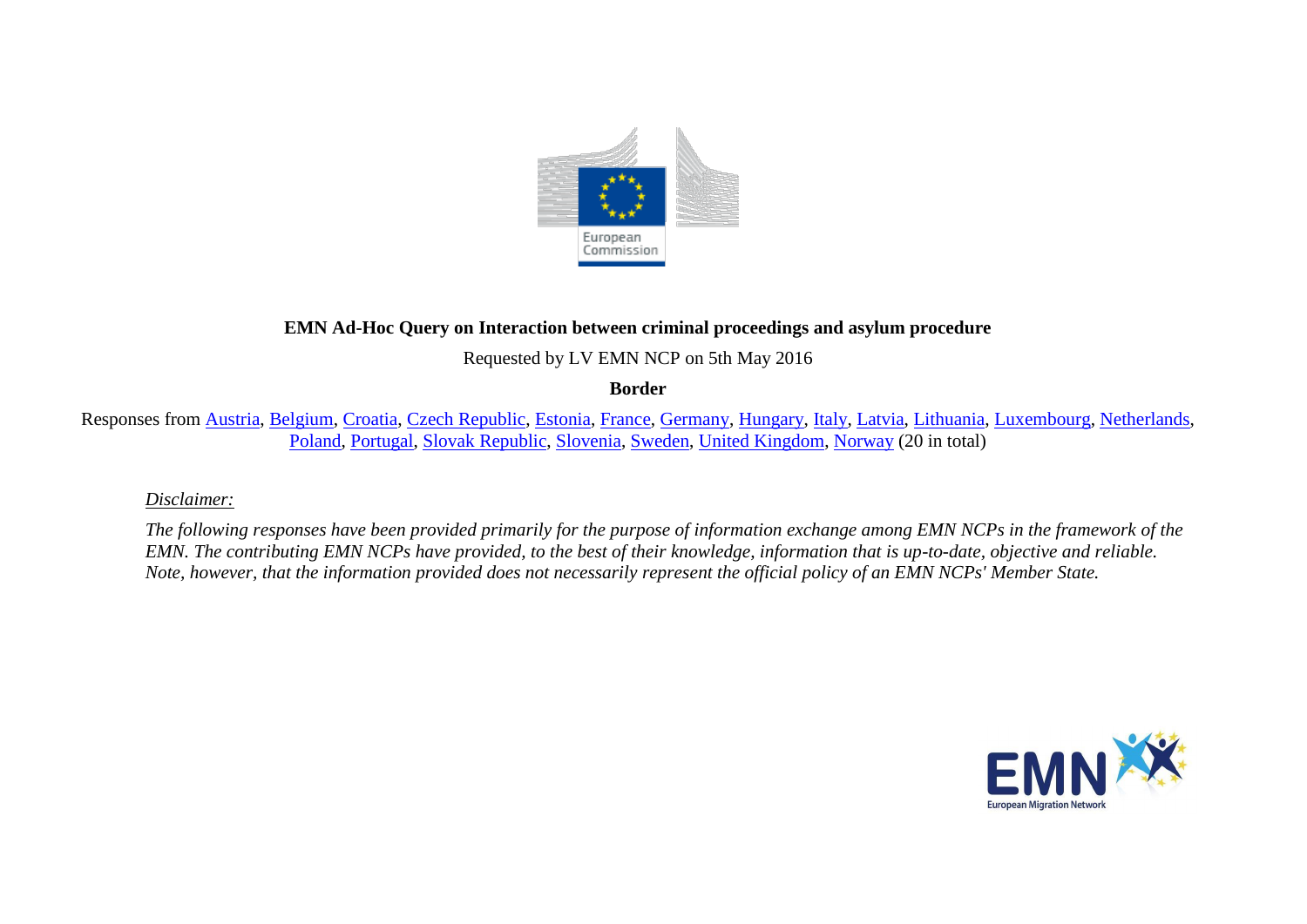**EMN Ad-Hoc Query on Interaction between criminal proceedings and asylum procedure**

Requested by LV EMN NCP on 5th May 2016

**Border**

Responses from Austria, Belgium, Croatia, Czech Republic, Estonia, France, Germany, Hungary, Italy, Latvia, Lithuania, Luxembourg, Netherlands, Poland, Portugal, Slovak Republic, Slovenia, Sweden, United Kingdom, Norway (20 in total)

*Disclaimer:*

*The following responses have been provided primarily for the purpose of information exchange among EMN NCPs in the framework of the EMN. The contributing EMN NCPs have provided, to the best of their knowledge, information that is up-to-date, objective and reliable. Note, however, that the information provided does not necessarily represent the official policy of an EMN NCPs' Member State.*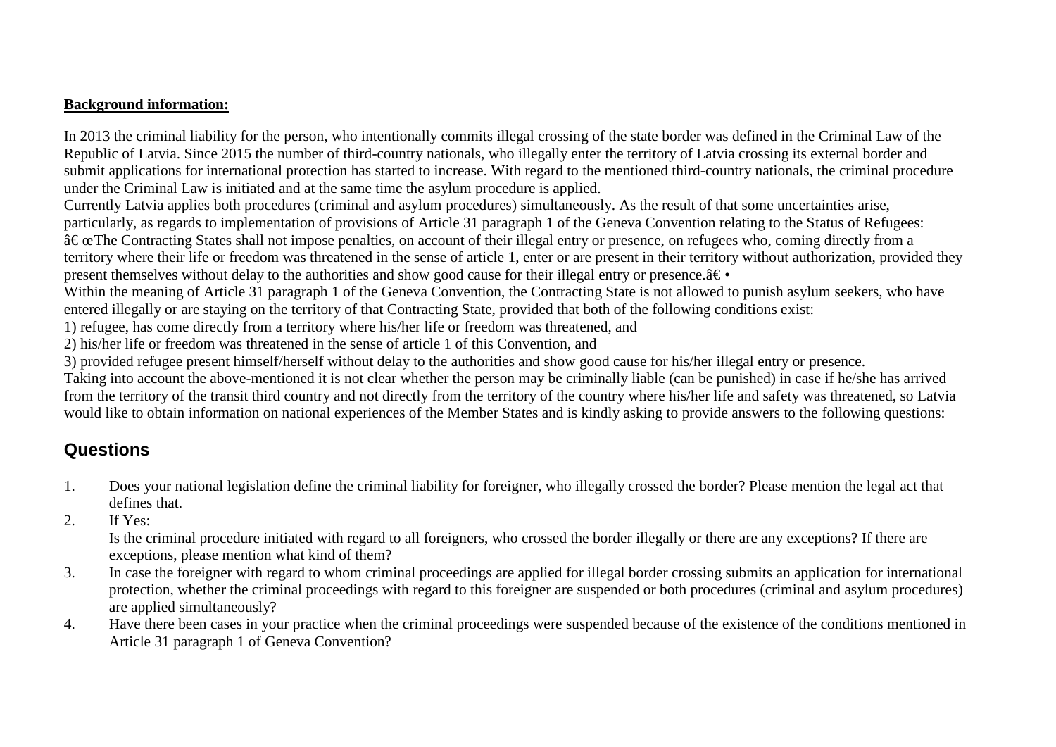**Background information:**

In 2013 the criminal liability for the person, who intentionally commits illegal crossing of the state border was defined in the Criminal Law of the Republic of Latvia. Since 2015 the number of third-country nationals, who illegally enter the territory of Latvia crossing its external border and submit applications for international protection has started to increase. With regard to the mentioned third-country nationals, the criminal procedure under the Criminal Law is initiated and at the same time the asylum procedure is applied.

Currently Latvia applies both procedures (criminal and asylum procedures) simultaneously. As the result of that some uncertainties arise, particularly, as regards to implementation of provisions of Article 31 paragraph 1 of the Geneva Convention relating to the Status of Refugees: â€œThe Contracting States shall not impose penalties, on account of their illegal entry or presence, on refugees who, coming directly from a territory where their life or freedom was threatened in the sense of article 1, enter or are present in their territory without authorization, provided they present themselves without delay to the authorities and show good cause for their illegal entry or presence.â€•

Within the meaning of Article 31 paragraph 1 of the Geneva Convention, the Contracting State is not allowed to punish asylum seekers, who have entered illegally or are staying on the territory of that Contracting State, provided that both of the following conditions exist:

1) refugee, has come directly from a territory where his/her life or freedom was threatened, and

2) his/her life or freedom was threatened in the sense of article 1 of this Convention, and

3) provided refugee present himself/herself without delay to the authorities and show good cause for his/her illegal entry or presence.

Taking into account the above-mentioned it is not clear whether the person may be criminally liable (can be punished) in case if he/she has arrived from the territory of the transit third country and not directly from the territory of the country where his/her life and safety was threatened, so Latvia would like to obtain information on national experiences of the Member States and is kindly asking to provide answers to the following questions:

## Questions

1. Does your national legislation define the criminal liability for foreigner, who illegally crossed the border? Please mention the legal act that defines that.
2. If Yes:
   Is the criminal procedure initiated with regard to all foreigners, who crossed the border illegally or there are any exceptions? If there are exceptions, please mention what kind of them?
3. In case the foreigner with regard to whom criminal proceedings are applied for illegal border crossing submits an application for international protection, whether the criminal proceedings with regard to this foreigner are suspended or both procedures (criminal and asylum procedures) are applied simultaneously?
4. Have there been cases in your practice when the criminal proceedings were suspended because of the existence of the conditions mentioned in Article 31 paragraph 1 of Geneva Convention?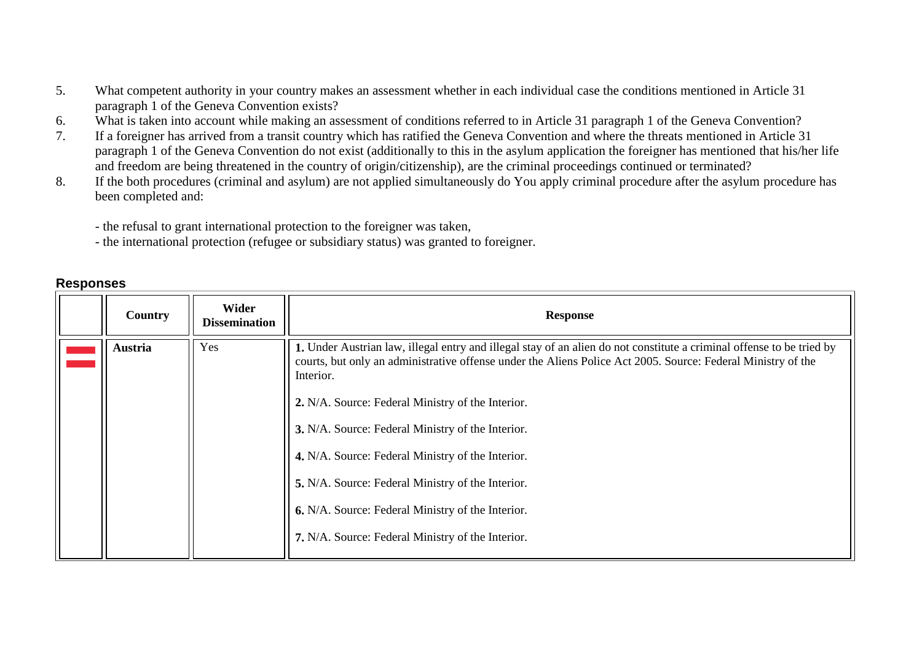5. What competent authority in your country makes an assessment whether in each individual case the conditions mentioned in Article 31 paragraph 1 of the Geneva Convention exists?
6. What is taken into account while making an assessment of conditions referred to in Article 31 paragraph 1 of the Geneva Convention?
7. If a foreigner has arrived from a transit country which has ratified the Geneva Convention and where the threats mentioned in Article 31 paragraph 1 of the Geneva Convention do not exist (additionally to this in the asylum application the foreigner has mentioned that his/her life and freedom are being threatened in the country of origin/citizenship), are the criminal proceedings continued or terminated?
8. If the both procedures (criminal and asylum) are not applied simultaneously do You apply criminal procedure after the asylum procedure has been completed and:

   - the refusal to grant international protection to the foreigner was taken,
   - the international protection (refugee or subsidiary status) was granted to foreigner.

## Responses

| | Country | Wider Dissemination | Response |
|---|---|---|---|
| | **Austria** | Yes | **1.** Under Austrian law, illegal entry and illegal stay of an alien do not constitute a criminal offense to be tried by courts, but only an administrative offense under the Aliens Police Act 2005. Source: Federal Ministry of the Interior.<br><br>**2.** N/A. Source: Federal Ministry of the Interior.<br><br>**3.** N/A. Source: Federal Ministry of the Interior.<br><br>**4.** N/A. Source: Federal Ministry of the Interior.<br><br>**5.** N/A. Source: Federal Ministry of the Interior.<br><br>**6.** N/A. Source: Federal Ministry of the Interior.<br><br>**7.** N/A. Source: Federal Ministry of the Interior. |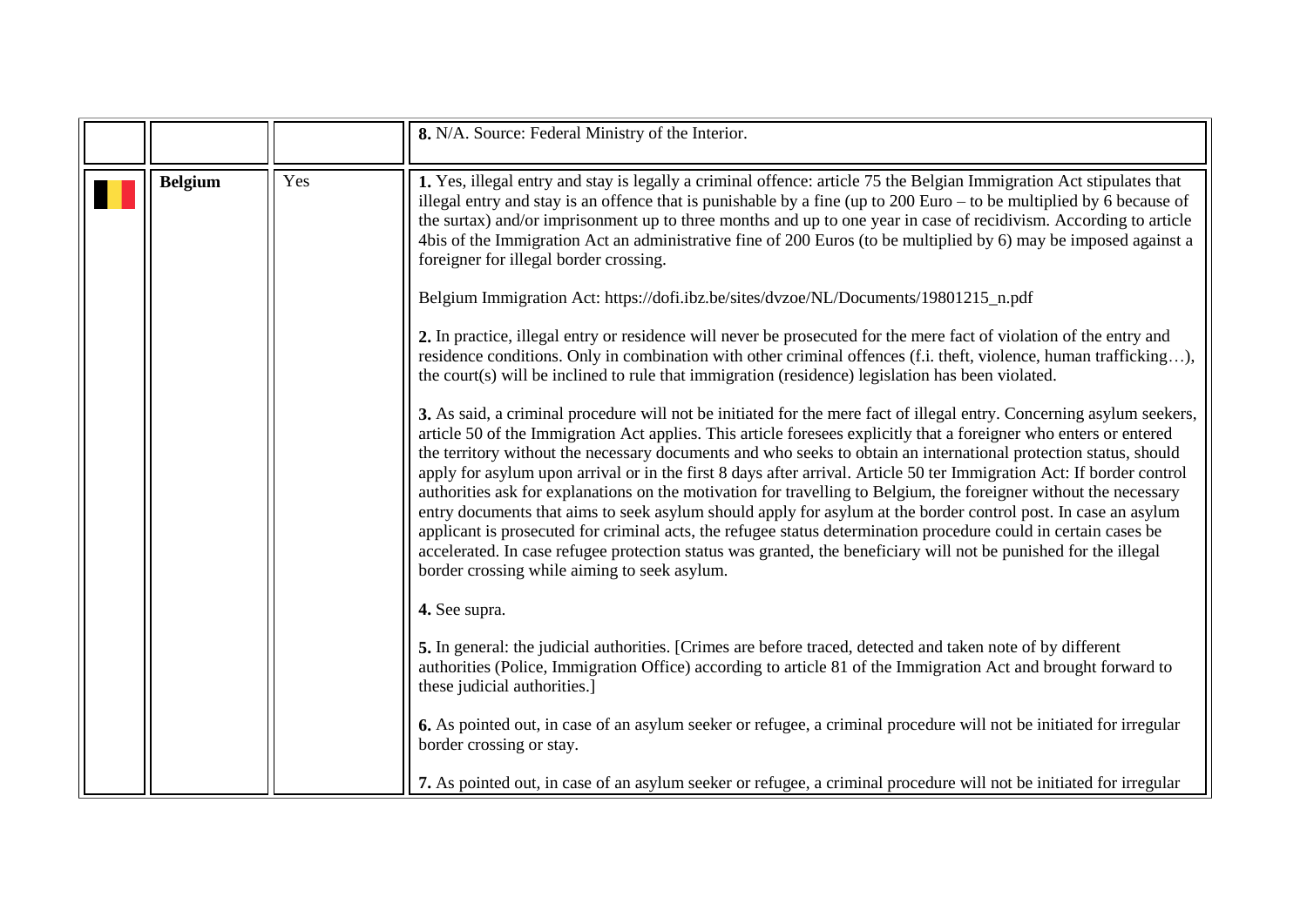|  |  |  |  |
|---|---|---|---|
|  |  |  | **8.** N/A. Source: Federal Ministry of the Interior. |
|  | **Belgium** | Yes | **1.** Yes, illegal entry and stay is legally a criminal offence: article 75 the Belgian Immigration Act stipulates that illegal entry and stay is an offence that is punishable by a fine (up to 200 Euro – to be multiplied by 6 because of the surtax) and/or imprisonment up to three months and up to one year in case of recidivism. According to article 4bis of the Immigration Act an administrative fine of 200 Euros (to be multiplied by 6) may be imposed against a foreigner for illegal border crossing.<br><br>Belgium Immigration Act: https://dofi.ibz.be/sites/dvzoe/NL/Documents/19801215_n.pdf<br><br>**2.** In practice, illegal entry or residence will never be prosecuted for the mere fact of violation of the entry and residence conditions. Only in combination with other criminal offences (f.i. theft, violence, human trafficking…), the court(s) will be inclined to rule that immigration (residence) legislation has been violated.<br><br>**3.** As said, a criminal procedure will not be initiated for the mere fact of illegal entry. Concerning asylum seekers, article 50 of the Immigration Act applies. This article foresees explicitly that a foreigner who enters or entered the territory without the necessary documents and who seeks to obtain an international protection status, should apply for asylum upon arrival or in the first 8 days after arrival. Article 50 ter Immigration Act: If border control authorities ask for explanations on the motivation for travelling to Belgium, the foreigner without the necessary entry documents that aims to seek asylum should apply for asylum at the border control post. In case an asylum applicant is prosecuted for criminal acts, the refugee status determination procedure could in certain cases be accelerated. In case refugee protection status was granted, the beneficiary will not be punished for the illegal border crossing while aiming to seek asylum.<br><br>**4.** See supra.<br><br>**5.** In general: the judicial authorities. [Crimes are before traced, detected and taken note of by different authorities (Police, Immigration Office) according to article 81 of the Immigration Act and brought forward to these judicial authorities.]<br><br>**6.** As pointed out, in case of an asylum seeker or refugee, a criminal procedure will not be initiated for irregular border crossing or stay.<br><br>**7.** As pointed out, in case of an asylum seeker or refugee, a criminal procedure will not be initiated for irregular |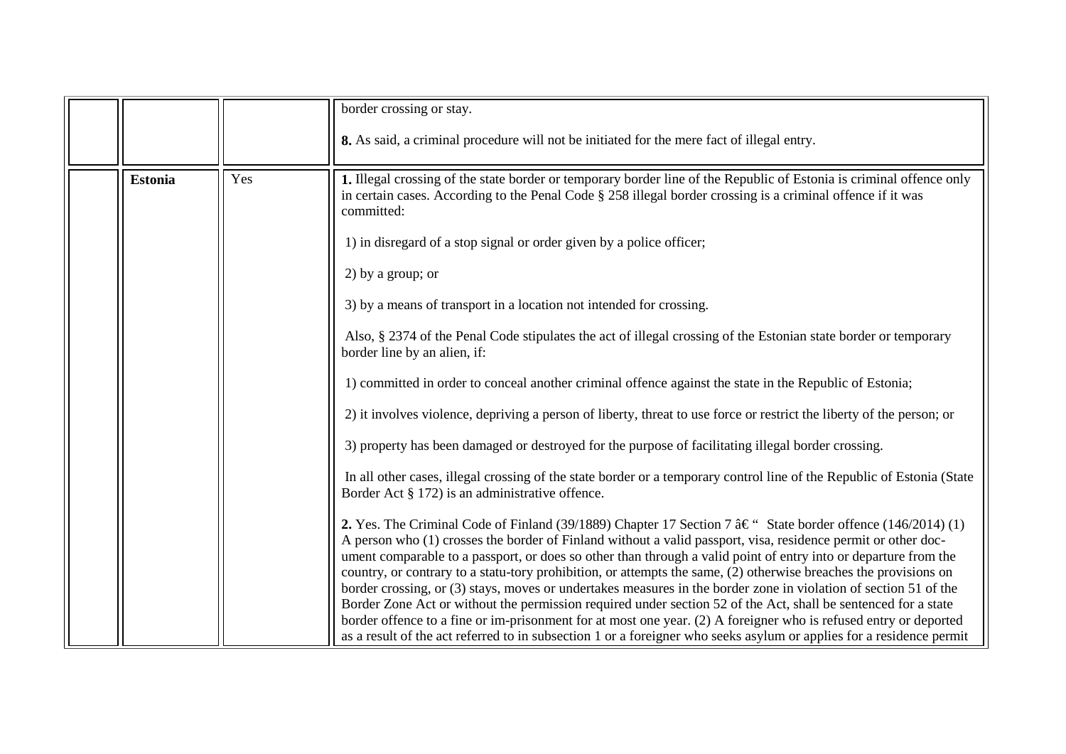|  |  |  |  |
|---|---|---|---|
|  |  |  | border crossing or stay.<br><br>**8.** As said, a criminal procedure will not be initiated for the mere fact of illegal entry. |
|  | **Estonia** | Yes | **1.** Illegal crossing of the state border or temporary border line of the Republic of Estonia is criminal offence only in certain cases. According to the Penal Code § 258 illegal border crossing is a criminal offence if it was committed:<br><br>1) in disregard of a stop signal or order given by a police officer;<br><br>2) by a group; or<br><br>3) by a means of transport in a location not intended for crossing.<br><br>Also, § 2374 of the Penal Code stipulates the act of illegal crossing of the Estonian state border or temporary border line by an alien, if:<br><br>1) committed in order to conceal another criminal offence against the state in the Republic of Estonia;<br><br>2) it involves violence, depriving a person of liberty, threat to use force or restrict the liberty of the person; or<br><br>3) property has been damaged or destroyed for the purpose of facilitating illegal border crossing.<br><br>In all other cases, illegal crossing of the state border or a temporary control line of the Republic of Estonia (State Border Act § 172) is an administrative offence.<br><br>**2.** Yes. The Criminal Code of Finland (39/1889) Chapter 17 Section 7 â€“ State border offence (146/2014) (1) A person who (1) crosses the border of Finland without a valid passport, visa, residence permit or other document comparable to a passport, or does so other than through a valid point of entry into or departure from the country, or contrary to a statu-tory prohibition, or attempts the same, (2) otherwise breaches the provisions on border crossing, or (3) stays, moves or undertakes measures in the border zone in violation of section 51 of the Border Zone Act or without the permission required under section 52 of the Act, shall be sentenced for a state border offence to a fine or im-prisonment for at most one year. (2) A foreigner who is refused entry or deported as a result of the act referred to in subsection 1 or a foreigner who seeks asylum or applies for a residence permit |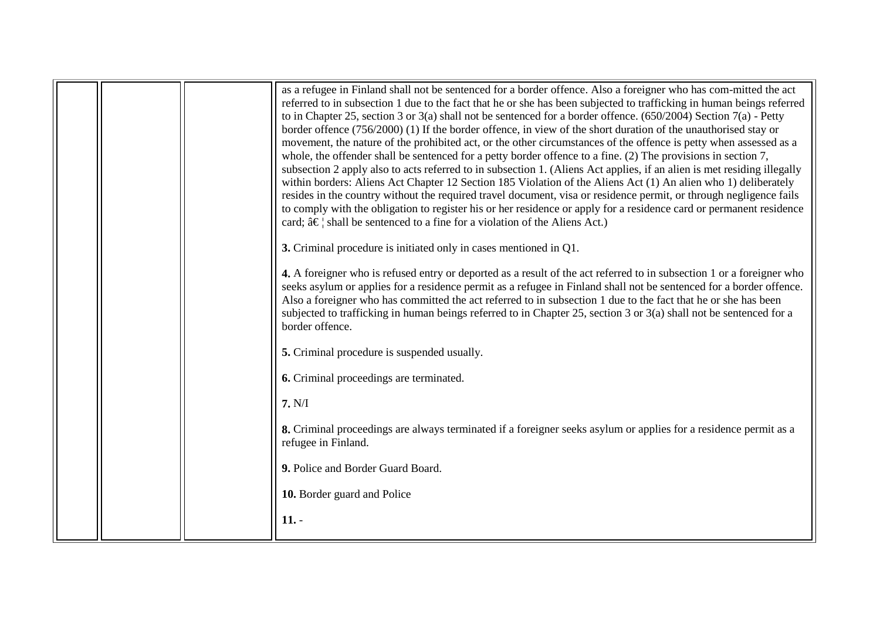|  |  |  |  |
|---|---|---|---|
|  |  |  | as a refugee in Finland shall not be sentenced for a border offence. Also a foreigner who has com-mitted the act referred to in subsection 1 due to the fact that he or she has been subjected to trafficking in human beings referred to in Chapter 25, section 3 or 3(a) shall not be sentenced for a border offence. (650/2004) Section 7(a) - Petty border offence (756/2000) (1) If the border offence, in view of the short duration of the unauthorised stay or movement, the nature of the prohibited act, or the other circumstances of the offence is petty when assessed as a whole, the offender shall be sentenced for a petty border offence to a fine. (2) The provisions in section 7, subsection 2 apply also to acts referred to in subsection 1. (Aliens Act applies, if an alien is met residing illegally within borders: Aliens Act Chapter 12 Section 185 Violation of the Aliens Act (1) An alien who 1) deliberately resides in the country without the required travel document, visa or residence permit, or through negligence fails to comply with the obligation to register his or her residence or apply for a residence card or permanent residence card; â€¦ shall be sentenced to a fine for a violation of the Aliens Act.)<br><br>**3.** Criminal procedure is initiated only in cases mentioned in Q1.<br><br>**4.** A foreigner who is refused entry or deported as a result of the act referred to in subsection 1 or a foreigner who seeks asylum or applies for a residence permit as a refugee in Finland shall not be sentenced for a border offence. Also a foreigner who has committed the act referred to in subsection 1 due to the fact that he or she has been subjected to trafficking in human beings referred to in Chapter 25, section 3 or 3(a) shall not be sentenced for a border offence.<br><br>**5.** Criminal procedure is suspended usually.<br><br>**6.** Criminal proceedings are terminated.<br><br>**7.** N/I<br><br>**8.** Criminal proceedings are always terminated if a foreigner seeks asylum or applies for a residence permit as a refugee in Finland.<br><br>**9.** Police and Border Guard Board.<br><br>**10.** Border guard and Police<br><br>**11.** - |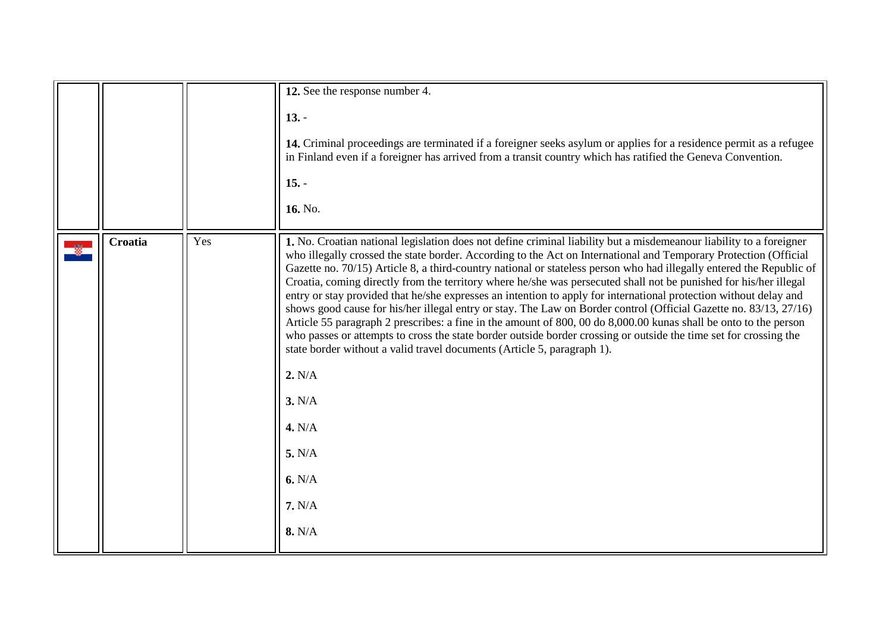| | | | |
|---|---|---|---|
| | | | **12.** See the response number 4.<br><br>**13.** -<br><br>**14.** Criminal proceedings are terminated if a foreigner seeks asylum or applies for a residence permit as a refugee in Finland even if a foreigner has arrived from a transit country which has ratified the Geneva Convention.<br><br>**15.** -<br><br>**16.** No. |
| | **Croatia** | Yes | **1.** No. Croatian national legislation does not define criminal liability but a misdemeanour liability to a foreigner who illegally crossed the state border. According to the Act on International and Temporary Protection (Official Gazette no. 70/15) Article 8, a third-country national or stateless person who had illegally entered the Republic of Croatia, coming directly from the territory where he/she was persecuted shall not be punished for his/her illegal entry or stay provided that he/she expresses an intention to apply for international protection without delay and shows good cause for his/her illegal entry or stay. The Law on Border control (Official Gazette no. 83/13, 27/16) Article 55 paragraph 2 prescribes: a fine in the amount of 800, 00 do 8,000.00 kunas shall be onto to the person who passes or attempts to cross the state border outside border crossing or outside the time set for crossing the state border without a valid travel documents (Article 5, paragraph 1).<br><br>**2.** N/A<br><br>**3.** N/A<br><br>**4.** N/A<br><br>**5.** N/A<br><br>**6.** N/A<br><br>**7.** N/A<br><br>**8.** N/A |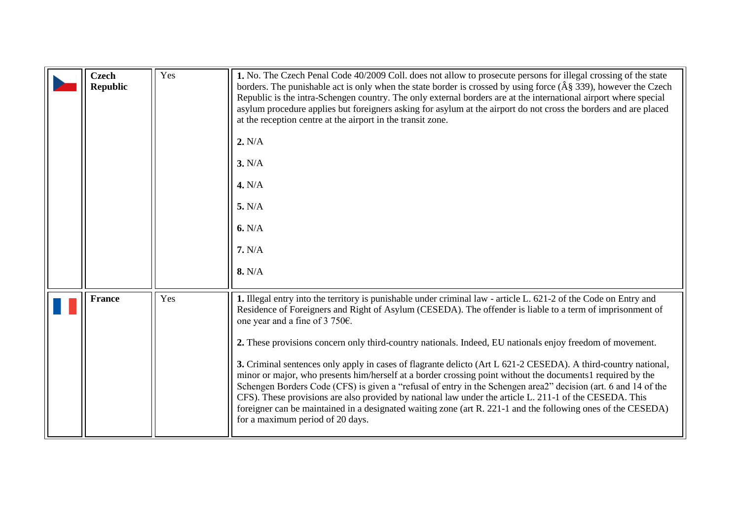| | | | |
|---|---|---|---|
| | **Czech Republic** | Yes | **1.** No. The Czech Penal Code 40/2009 Coll. does not allow to prosecute persons for illegal crossing of the state borders. The punishable act is only when the state border is crossed by using force (Â§ 339), however the Czech Republic is the intra-Schengen country. The only external borders are at the international airport where special asylum procedure applies but foreigners asking for asylum at the airport do not cross the borders and are placed at the reception centre at the airport in the transit zone.<br><br>**2.** N/A<br><br>**3.** N/A<br><br>**4.** N/A<br><br>**5.** N/A<br><br>**6.** N/A<br><br>**7.** N/A<br><br>**8.** N/A |
| | **France** | Yes | **1.** Illegal entry into the territory is punishable under criminal law - article L. 621-2 of the Code on Entry and Residence of Foreigners and Right of Asylum (CESEDA). The offender is liable to a term of imprisonment of one year and a fine of 3 750€.<br><br>**2.** These provisions concern only third-country nationals. Indeed, EU nationals enjoy freedom of movement.<br><br>**3.** Criminal sentences only apply in cases of flagrante delicto (Art L 621-2 CESEDA). A third-country national, minor or major, who presents him/herself at a border crossing point without the documents1 required by the Schengen Borders Code (CFS) is given a "refusal of entry in the Schengen area2" decision (art. 6 and 14 of the CFS). These provisions are also provided by national law under the article L. 211-1 of the CESEDA. This foreigner can be maintained in a designated waiting zone (art R. 221-1 and the following ones of the CESEDA) for a maximum period of 20 days. |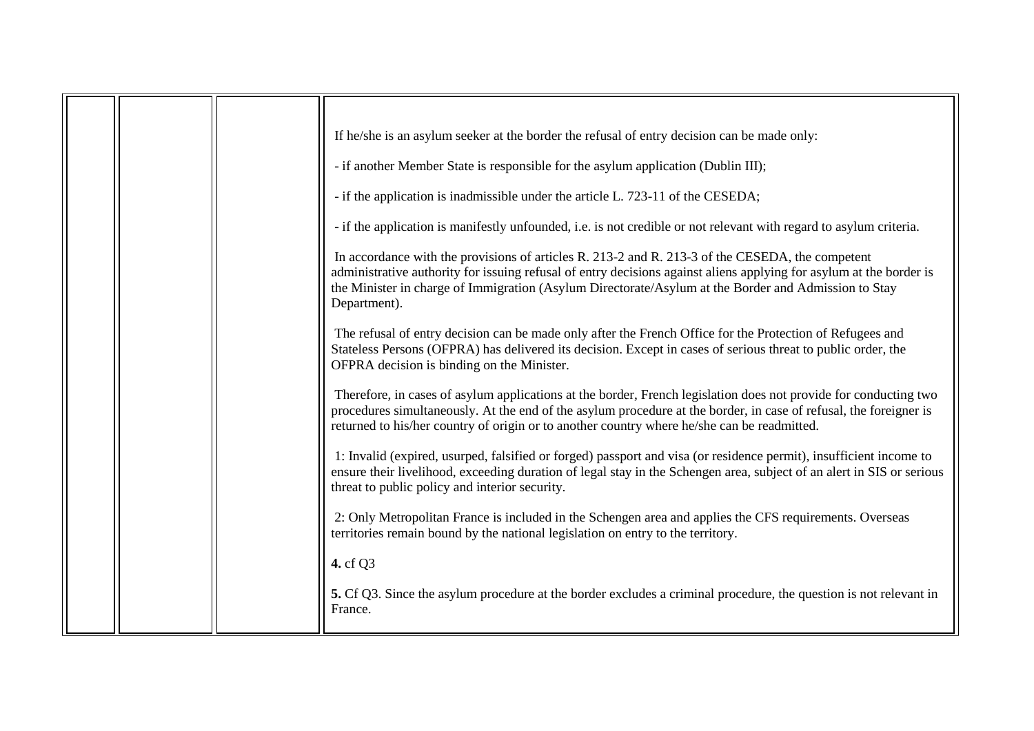| | | | |
|---|---|---|---|
| | | | If he/she is an asylum seeker at the border the refusal of entry decision can be made only:<br><br>- if another Member State is responsible for the asylum application (Dublin III);<br><br>- if the application is inadmissible under the article L. 723-11 of the CESEDA;<br><br>- if the application is manifestly unfounded, i.e. is not credible or not relevant with regard to asylum criteria.<br><br>In accordance with the provisions of articles R. 213-2 and R. 213-3 of the CESEDA, the competent administrative authority for issuing refusal of entry decisions against aliens applying for asylum at the border is the Minister in charge of Immigration (Asylum Directorate/Asylum at the Border and Admission to Stay Department).<br><br>The refusal of entry decision can be made only after the French Office for the Protection of Refugees and Stateless Persons (OFPRA) has delivered its decision. Except in cases of serious threat to public order, the OFPRA decision is binding on the Minister.<br><br>Therefore, in cases of asylum applications at the border, French legislation does not provide for conducting two procedures simultaneously. At the end of the asylum procedure at the border, in case of refusal, the foreigner is returned to his/her country of origin or to another country where he/she can be readmitted.<br><br>1: Invalid (expired, usurped, falsified or forged) passport and visa (or residence permit), insufficient income to ensure their livelihood, exceeding duration of legal stay in the Schengen area, subject of an alert in SIS or serious threat to public policy and interior security.<br><br>2: Only Metropolitan France is included in the Schengen area and applies the CFS requirements. Overseas territories remain bound by the national legislation on entry to the territory.<br><br>**4.** cf Q3<br><br>**5.** Cf Q3. Since the asylum procedure at the border excludes a criminal procedure, the question is not relevant in France. |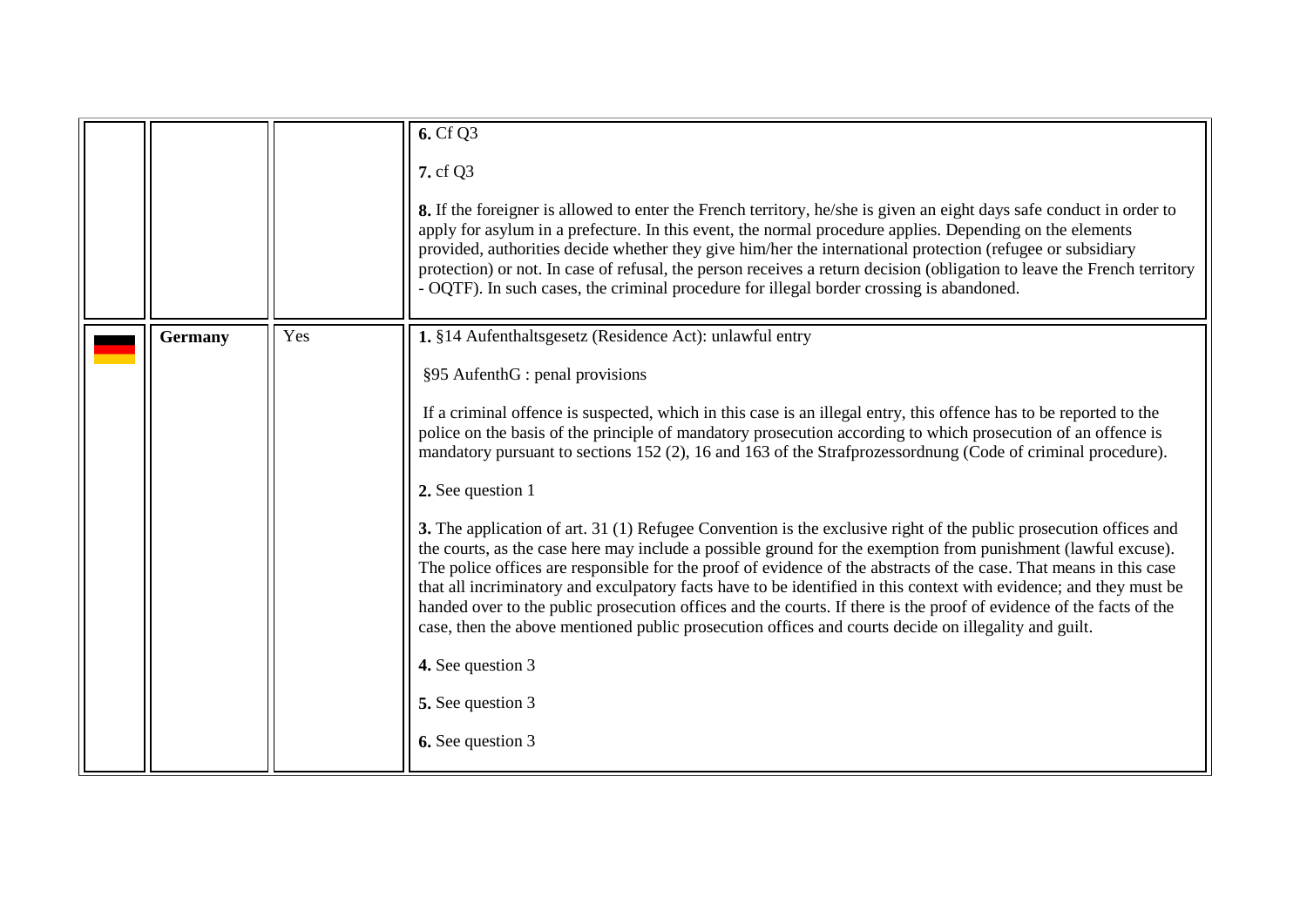| | | | |
|---|---|---|---|
| | | | **6.** Cf Q3<br><br>**7.** cf Q3<br><br>**8.** If the foreigner is allowed to enter the French territory, he/she is given an eight days safe conduct in order to apply for asylum in a prefecture. In this event, the normal procedure applies. Depending on the elements provided, authorities decide whether they give him/her the international protection (refugee or subsidiary protection) or not. In case of refusal, the person receives a return decision (obligation to leave the French territory - OQTF). In such cases, the criminal procedure for illegal border crossing is abandoned. |
| | **Germany** | Yes | **1.** §14 Aufenthaltsgesetz (Residence Act): unlawful entry<br><br>§95 AufenthG : penal provisions<br><br>If a criminal offence is suspected, which in this case is an illegal entry, this offence has to be reported to the police on the basis of the principle of mandatory prosecution according to which prosecution of an offence is mandatory pursuant to sections 152 (2), 16 and 163 of the Strafprozessordnung (Code of criminal procedure).<br><br>**2.** See question 1<br><br>**3.** The application of art. 31 (1) Refugee Convention is the exclusive right of the public prosecution offices and the courts, as the case here may include a possible ground for the exemption from punishment (lawful excuse). The police offices are responsible for the proof of evidence of the abstracts of the case. That means in this case that all incriminatory and exculpatory facts have to be identified in this context with evidence; and they must be handed over to the public prosecution offices and the courts. If there is the proof of evidence of the facts of the case, then the above mentioned public prosecution offices and courts decide on illegality and guilt.<br><br>**4.** See question 3<br><br>**5.** See question 3<br><br>**6.** See question 3 |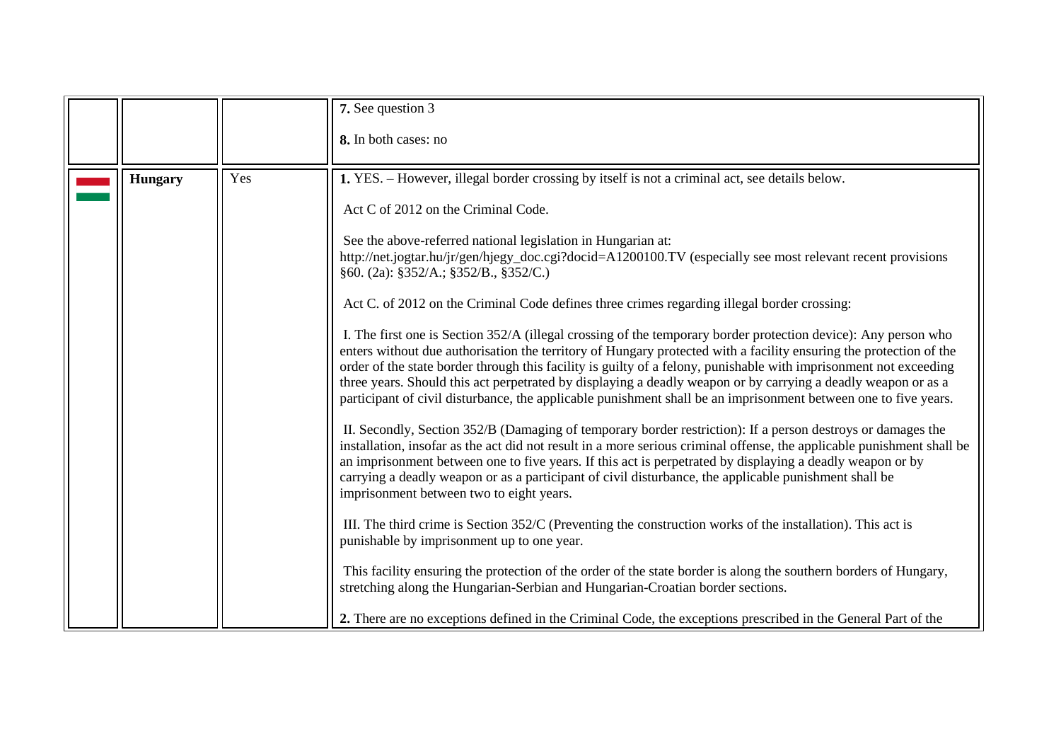| | | | |
|---|---|---|---|
| | | | **7.** See question 3<br><br>**8.** In both cases: no |
| | **Hungary** | Yes | **1.** YES. – However, illegal border crossing by itself is not a criminal act, see details below.<br><br>Act C of 2012 on the Criminal Code.<br><br>See the above-referred national legislation in Hungarian at: http://net.jogtar.hu/jr/gen/hjegy_doc.cgi?docid=A1200100.TV (especially see most relevant recent provisions §60. (2a): §352/A.; §352/B., §352/C.)<br><br>Act C. of 2012 on the Criminal Code defines three crimes regarding illegal border crossing:<br><br>I. The first one is Section 352/A (illegal crossing of the temporary border protection device): Any person who enters without due authorisation the territory of Hungary protected with a facility ensuring the protection of the order of the state border through this facility is guilty of a felony, punishable with imprisonment not exceeding three years. Should this act perpetrated by displaying a deadly weapon or by carrying a deadly weapon or as a participant of civil disturbance, the applicable punishment shall be an imprisonment between one to five years.<br><br>II. Secondly, Section 352/B (Damaging of temporary border restriction): If a person destroys or damages the installation, insofar as the act did not result in a more serious criminal offense, the applicable punishment shall be an imprisonment between one to five years. If this act is perpetrated by displaying a deadly weapon or by carrying a deadly weapon or as a participant of civil disturbance, the applicable punishment shall be imprisonment between two to eight years.<br><br>III. The third crime is Section 352/C (Preventing the construction works of the installation). This act is punishable by imprisonment up to one year.<br><br>This facility ensuring the protection of the order of the state border is along the southern borders of Hungary, stretching along the Hungarian-Serbian and Hungarian-Croatian border sections.<br><br>**2.** There are no exceptions defined in the Criminal Code, the exceptions prescribed in the General Part of the |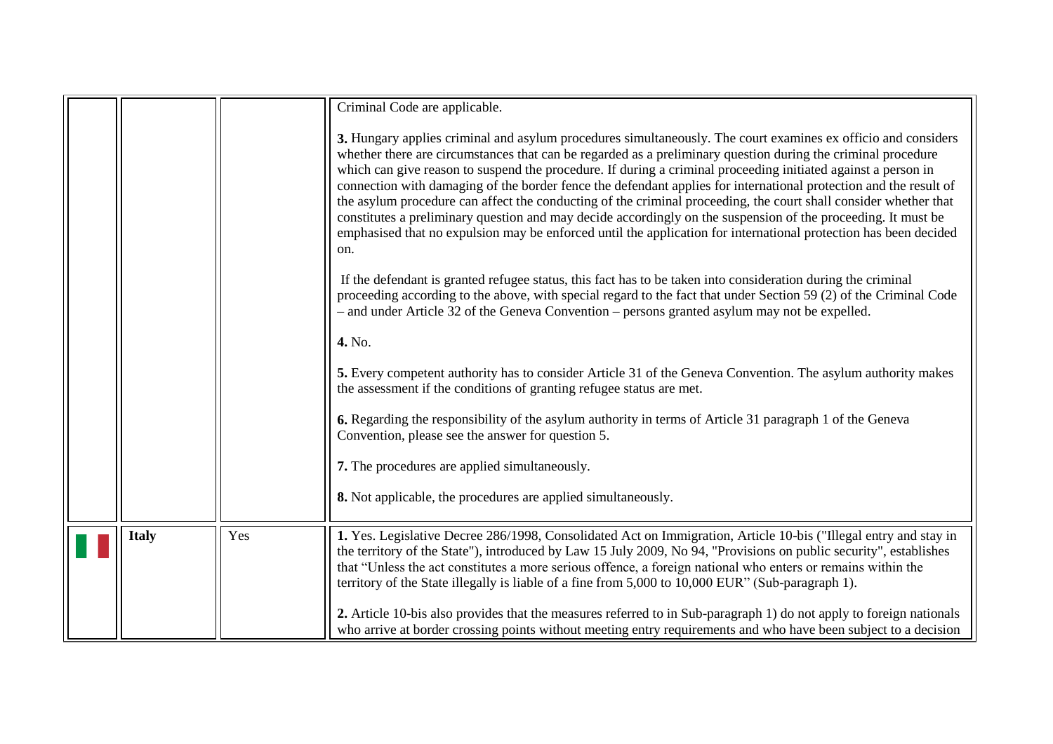| | | | |
|---|---|---|---|
| | | | Criminal Code are applicable.<br><br>**3.** Hungary applies criminal and asylum procedures simultaneously. The court examines ex officio and considers whether there are circumstances that can be regarded as a preliminary question during the criminal procedure which can give reason to suspend the procedure. If during a criminal proceeding initiated against a person in connection with damaging of the border fence the defendant applies for international protection and the result of the asylum procedure can affect the conducting of the criminal proceeding, the court shall consider whether that constitutes a preliminary question and may decide accordingly on the suspension of the proceeding. It must be emphasised that no expulsion may be enforced until the application for international protection has been decided on.<br><br>If the defendant is granted refugee status, this fact has to be taken into consideration during the criminal proceeding according to the above, with special regard to the fact that under Section 59 (2) of the Criminal Code – and under Article 32 of the Geneva Convention – persons granted asylum may not be expelled.<br><br>**4.** No.<br><br>**5.** Every competent authority has to consider Article 31 of the Geneva Convention. The asylum authority makes the assessment if the conditions of granting refugee status are met.<br><br>**6.** Regarding the responsibility of the asylum authority in terms of Article 31 paragraph 1 of the Geneva Convention, please see the answer for question 5.<br><br>**7.** The procedures are applied simultaneously.<br><br>**8.** Not applicable, the procedures are applied simultaneously. |
| | **Italy** | Yes | **1.** Yes. Legislative Decree 286/1998, Consolidated Act on Immigration, Article 10-bis ("Illegal entry and stay in the territory of the State"), introduced by Law 15 July 2009, No 94, "Provisions on public security", establishes that "Unless the act constitutes a more serious offence, a foreign national who enters or remains within the territory of the State illegally is liable of a fine from 5,000 to 10,000 EUR" (Sub-paragraph 1).<br><br>**2.** Article 10-bis also provides that the measures referred to in Sub-paragraph 1) do not apply to foreign nationals who arrive at border crossing points without meeting entry requirements and who have been subject to a decision |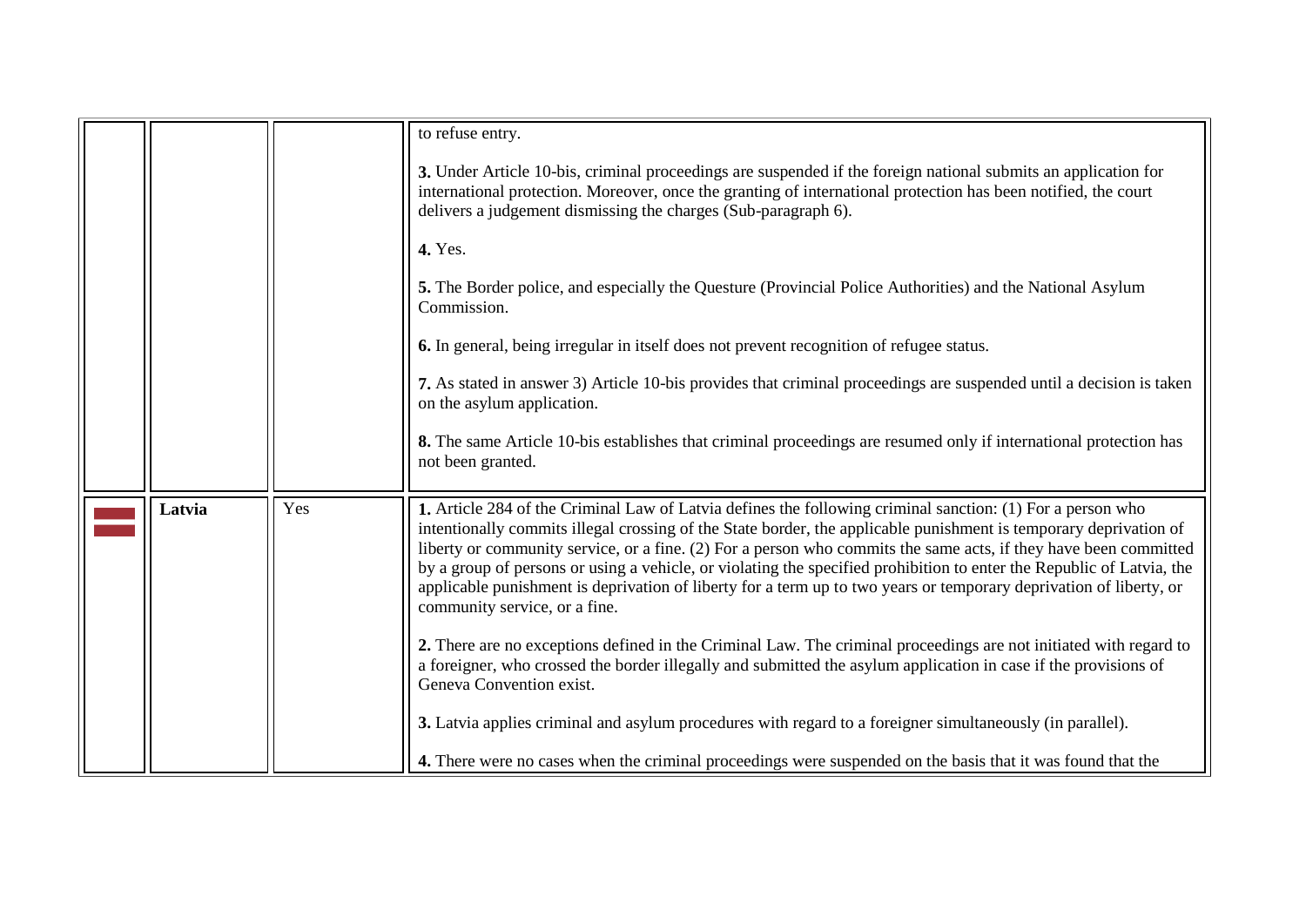| | | | |
|---|---|---|---|
| | | | to refuse entry.<br><br>**3.** Under Article 10-bis, criminal proceedings are suspended if the foreign national submits an application for international protection. Moreover, once the granting of international protection has been notified, the court delivers a judgement dismissing the charges (Sub-paragraph 6).<br><br>**4.** Yes.<br><br>**5.** The Border police, and especially the Questure (Provincial Police Authorities) and the National Asylum Commission.<br><br>**6.** In general, being irregular in itself does not prevent recognition of refugee status.<br><br>**7.** As stated in answer 3) Article 10-bis provides that criminal proceedings are suspended until a decision is taken on the asylum application.<br><br>**8.** The same Article 10-bis establishes that criminal proceedings are resumed only if international protection has not been granted. |
| | **Latvia** | Yes | **1.** Article 284 of the Criminal Law of Latvia defines the following criminal sanction: (1) For a person who intentionally commits illegal crossing of the State border, the applicable punishment is temporary deprivation of liberty or community service, or a fine. (2) For a person who commits the same acts, if they have been committed by a group of persons or using a vehicle, or violating the specified prohibition to enter the Republic of Latvia, the applicable punishment is deprivation of liberty for a term up to two years or temporary deprivation of liberty, or community service, or a fine.<br><br>**2.** There are no exceptions defined in the Criminal Law. The criminal proceedings are not initiated with regard to a foreigner, who crossed the border illegally and submitted the asylum application in case if the provisions of Geneva Convention exist.<br><br>**3.** Latvia applies criminal and asylum procedures with regard to a foreigner simultaneously (in parallel).<br><br>**4.** There were no cases when the criminal proceedings were suspended on the basis that it was found that the |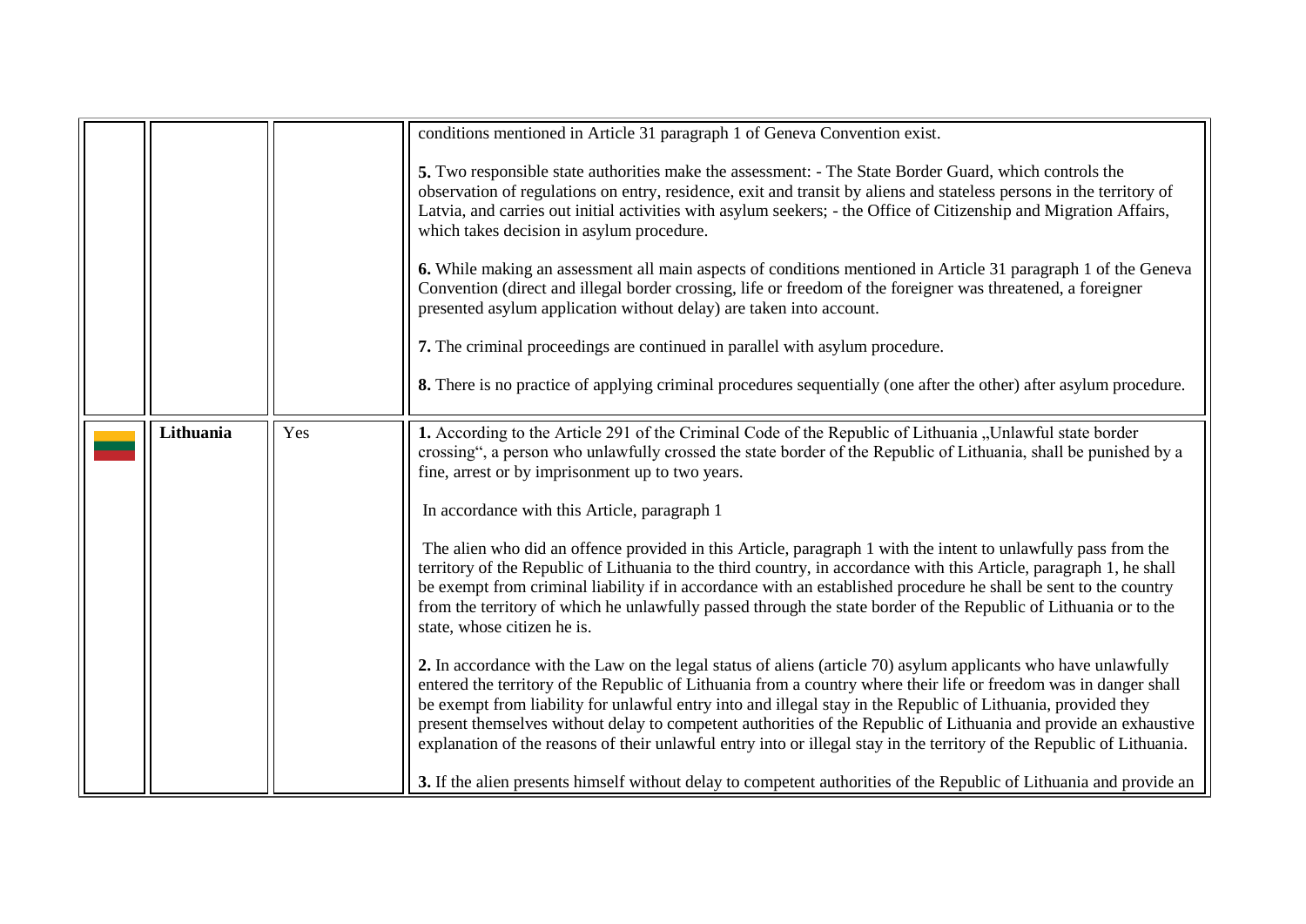| | | | |
|---|---|---|---|
| | | | conditions mentioned in Article 31 paragraph 1 of Geneva Convention exist.<br><br>**5.** Two responsible state authorities make the assessment: - The State Border Guard, which controls the observation of regulations on entry, residence, exit and transit by aliens and stateless persons in the territory of Latvia, and carries out initial activities with asylum seekers; - the Office of Citizenship and Migration Affairs, which takes decision in asylum procedure.<br><br>**6.** While making an assessment all main aspects of conditions mentioned in Article 31 paragraph 1 of the Geneva Convention (direct and illegal border crossing, life or freedom of the foreigner was threatened, a foreigner presented asylum application without delay) are taken into account.<br><br>**7.** The criminal proceedings are continued in parallel with asylum procedure.<br><br>**8.** There is no practice of applying criminal procedures sequentially (one after the other) after asylum procedure. |
| | **Lithuania** | Yes | **1.** According to the Article 291 of the Criminal Code of the Republic of Lithuania „Unlawful state border crossing“, a person who unlawfully crossed the state border of the Republic of Lithuania, shall be punished by a fine, arrest or by imprisonment up to two years.<br><br>In accordance with this Article, paragraph 1<br><br>The alien who did an offence provided in this Article, paragraph 1 with the intent to unlawfully pass from the territory of the Republic of Lithuania to the third country, in accordance with this Article, paragraph 1, he shall be exempt from criminal liability if in accordance with an established procedure he shall be sent to the country from the territory of which he unlawfully passed through the state border of the Republic of Lithuania or to the state, whose citizen he is.<br><br>**2.** In accordance with the Law on the legal status of aliens (article 70) asylum applicants who have unlawfully entered the territory of the Republic of Lithuania from a country where their life or freedom was in danger shall be exempt from liability for unlawful entry into and illegal stay in the Republic of Lithuania, provided they present themselves without delay to competent authorities of the Republic of Lithuania and provide an exhaustive explanation of the reasons of their unlawful entry into or illegal stay in the territory of the Republic of Lithuania.<br><br>**3.** If the alien presents himself without delay to competent authorities of the Republic of Lithuania and provide an |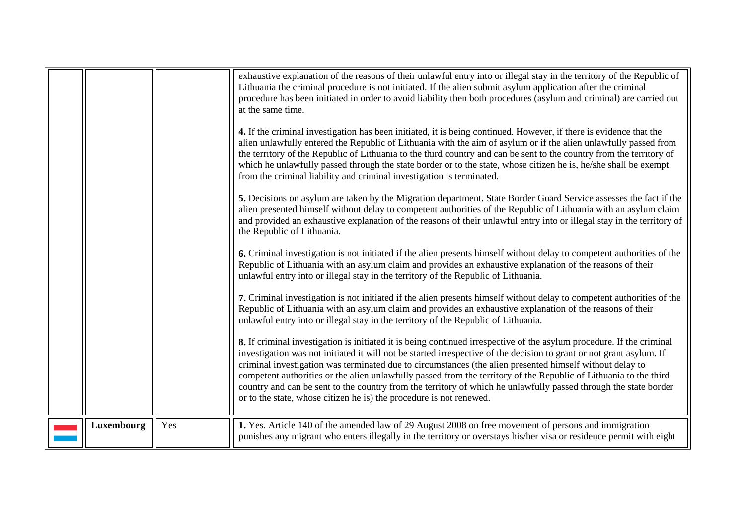| | | | |
|---|---|---|---|
| | | | exhaustive explanation of the reasons of their unlawful entry into or illegal stay in the territory of the Republic of Lithuania the criminal procedure is not initiated. If the alien submit asylum application after the criminal procedure has been initiated in order to avoid liability then both procedures (asylum and criminal) are carried out at the same time.<br><br>**4.** If the criminal investigation has been initiated, it is being continued. However, if there is evidence that the alien unlawfully entered the Republic of Lithuania with the aim of asylum or if the alien unlawfully passed from the territory of the Republic of Lithuania to the third country and can be sent to the country from the territory of which he unlawfully passed through the state border or to the state, whose citizen he is, he/she shall be exempt from the criminal liability and criminal investigation is terminated.<br><br>**5.** Decisions on asylum are taken by the Migration department. State Border Guard Service assesses the fact if the alien presented himself without delay to competent authorities of the Republic of Lithuania with an asylum claim and provided an exhaustive explanation of the reasons of their unlawful entry into or illegal stay in the territory of the Republic of Lithuania.<br><br>**6.** Criminal investigation is not initiated if the alien presents himself without delay to competent authorities of the Republic of Lithuania with an asylum claim and provides an exhaustive explanation of the reasons of their unlawful entry into or illegal stay in the territory of the Republic of Lithuania.<br><br>**7.** Criminal investigation is not initiated if the alien presents himself without delay to competent authorities of the Republic of Lithuania with an asylum claim and provides an exhaustive explanation of the reasons of their unlawful entry into or illegal stay in the territory of the Republic of Lithuania.<br><br>**8.** If criminal investigation is initiated it is being continued irrespective of the asylum procedure. If the criminal investigation was not initiated it will not be started irrespective of the decision to grant or not grant asylum. If criminal investigation was terminated due to circumstances (the alien presented himself without delay to competent authorities or the alien unlawfully passed from the territory of the Republic of Lithuania to the third country and can be sent to the country from the territory of which he unlawfully passed through the state border or to the state, whose citizen he is) the procedure is not renewed. |
| | **Luxembourg** | Yes | **1.** Yes. Article 140 of the amended law of 29 August 2008 on free movement of persons and immigration punishes any migrant who enters illegally in the territory or overstays his/her visa or residence permit with eight |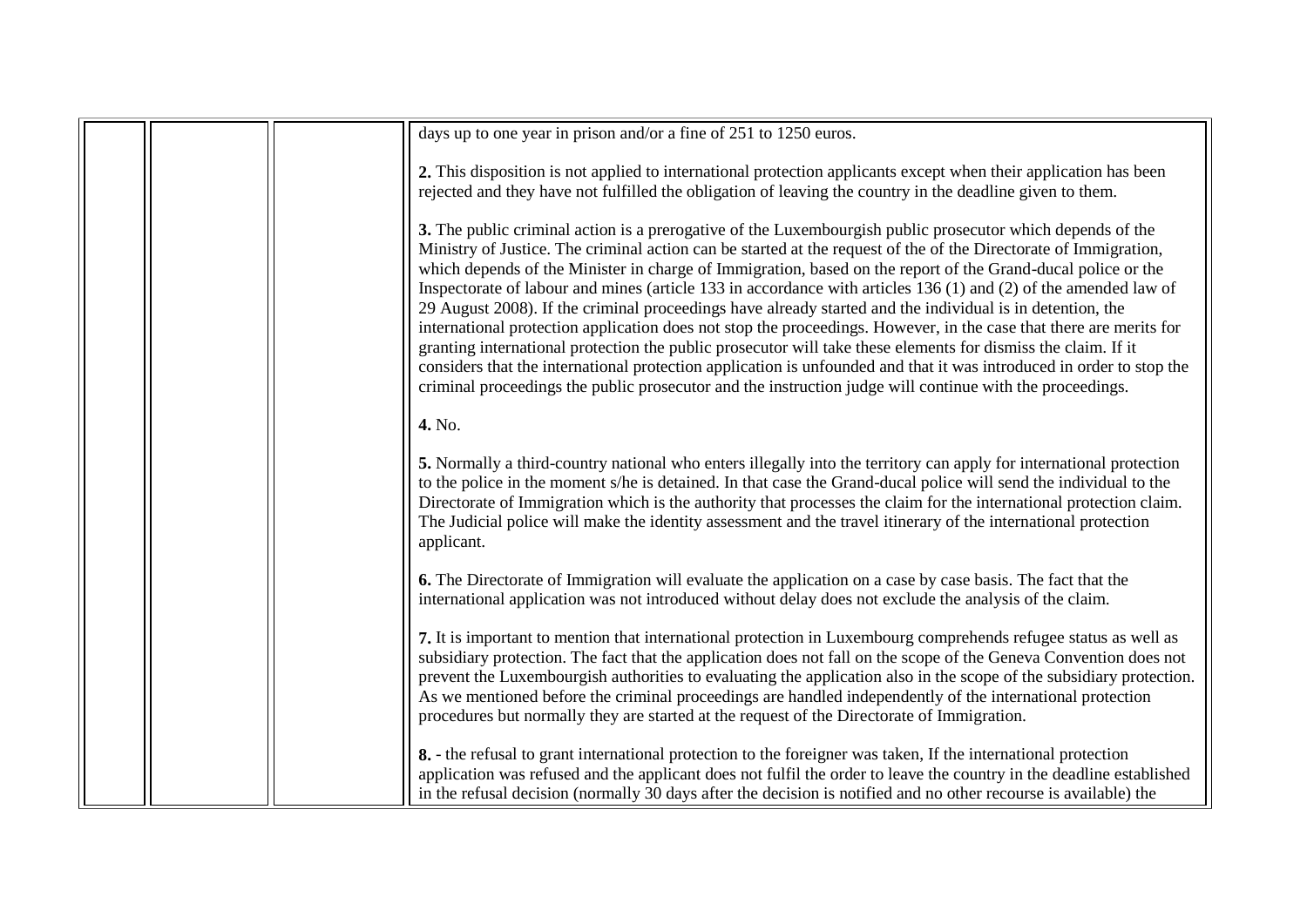| | | | |
|---|---|---|---|
| | | | days up to one year in prison and/or a fine of 251 to 1250 euros.<br><br>**2.** This disposition is not applied to international protection applicants except when their application has been rejected and they have not fulfilled the obligation of leaving the country in the deadline given to them.<br><br>**3.** The public criminal action is a prerogative of the Luxembourgish public prosecutor which depends of the Ministry of Justice. The criminal action can be started at the request of the of the Directorate of Immigration, which depends of the Minister in charge of Immigration, based on the report of the Grand-ducal police or the Inspectorate of labour and mines (article 133 in accordance with articles 136 (1) and (2) of the amended law of 29 August 2008). If the criminal proceedings have already started and the individual is in detention, the international protection application does not stop the proceedings. However, in the case that there are merits for granting international protection the public prosecutor will take these elements for dismiss the claim. If it considers that the international protection application is unfounded and that it was introduced in order to stop the criminal proceedings the public prosecutor and the instruction judge will continue with the proceedings.<br><br>**4.** No.<br><br>**5.** Normally a third-country national who enters illegally into the territory can apply for international protection to the police in the moment s/he is detained. In that case the Grand-ducal police will send the individual to the Directorate of Immigration which is the authority that processes the claim for the international protection claim. The Judicial police will make the identity assessment and the travel itinerary of the international protection applicant.<br><br>**6.** The Directorate of Immigration will evaluate the application on a case by case basis. The fact that the international application was not introduced without delay does not exclude the analysis of the claim.<br><br>**7.** It is important to mention that international protection in Luxembourg comprehends refugee status as well as subsidiary protection. The fact that the application does not fall on the scope of the Geneva Convention does not prevent the Luxembourgish authorities to evaluating the application also in the scope of the subsidiary protection. As we mentioned before the criminal proceedings are handled independently of the international protection procedures but normally they are started at the request of the Directorate of Immigration.<br><br>**8.** - the refusal to grant international protection to the foreigner was taken, If the international protection application was refused and the applicant does not fulfil the order to leave the country in the deadline established in the refusal decision (normally 30 days after the decision is notified and no other recourse is available) the |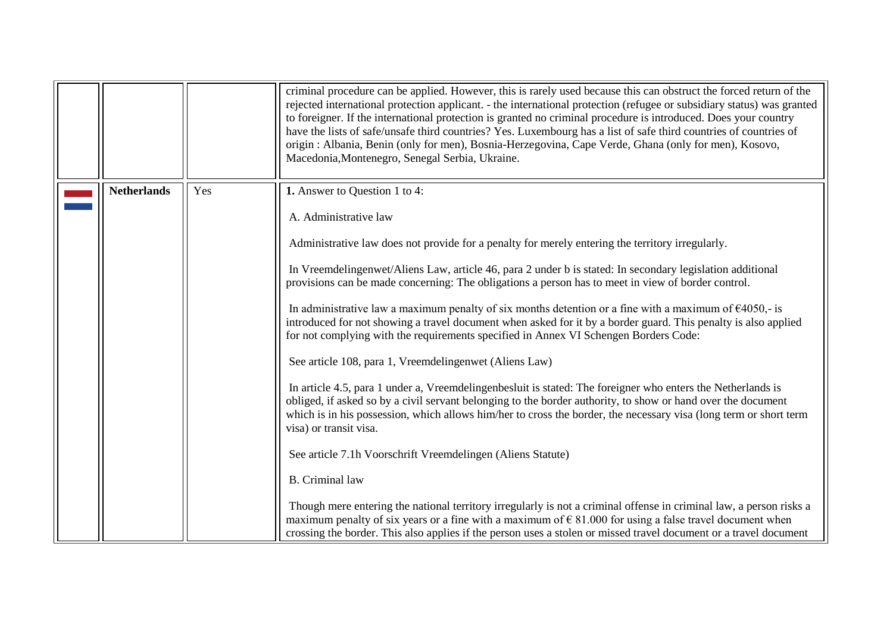| | | | |
|---|---|---|---|
| | | | criminal procedure can be applied. However, this is rarely used because this can obstruct the forced return of the rejected international protection applicant. - the international protection (refugee or subsidiary status) was granted to foreigner. If the international protection is granted no criminal procedure is introduced. Does your country have the lists of safe/unsafe third countries? Yes. Luxembourg has a list of safe third countries of countries of origin : Albania, Benin (only for men), Bosnia-Herzegovina, Cape Verde, Ghana (only for men), Kosovo, Macedonia,Montenegro, Senegal Serbia, Ukraine. |
| | **Netherlands** | Yes | **1.** Answer to Question 1 to 4:<br><br>A. Administrative law<br><br>Administrative law does not provide for a penalty for merely entering the territory irregularly.<br><br>In Vreemdelingenwet/Aliens Law, article 46, para 2 under b is stated: In secondary legislation additional provisions can be made concerning: The obligations a person has to meet in view of border control.<br><br>In administrative law a maximum penalty of six months detention or a fine with a maximum of €4050,- is introduced for not showing a travel document when asked for it by a border guard. This penalty is also applied for not complying with the requirements specified in Annex VI Schengen Borders Code:<br><br>See article 108, para 1, Vreemdelingenwet (Aliens Law)<br><br>In article 4.5, para 1 under a, Vreemdelingenbesluit is stated: The foreigner who enters the Netherlands is obliged, if asked so by a civil servant belonging to the border authority, to show or hand over the document which is in his possession, which allows him/her to cross the border, the necessary visa (long term or short term visa) or transit visa.<br><br>See article 7.1h Voorschrift Vreemdelingen (Aliens Statute)<br><br>B. Criminal law<br><br>Though mere entering the national territory irregularly is not a criminal offense in criminal law, a person risks a maximum penalty of six years or a fine with a maximum of € 81.000 for using a false travel document when crossing the border. This also applies if the person uses a stolen or missed travel document or a travel document |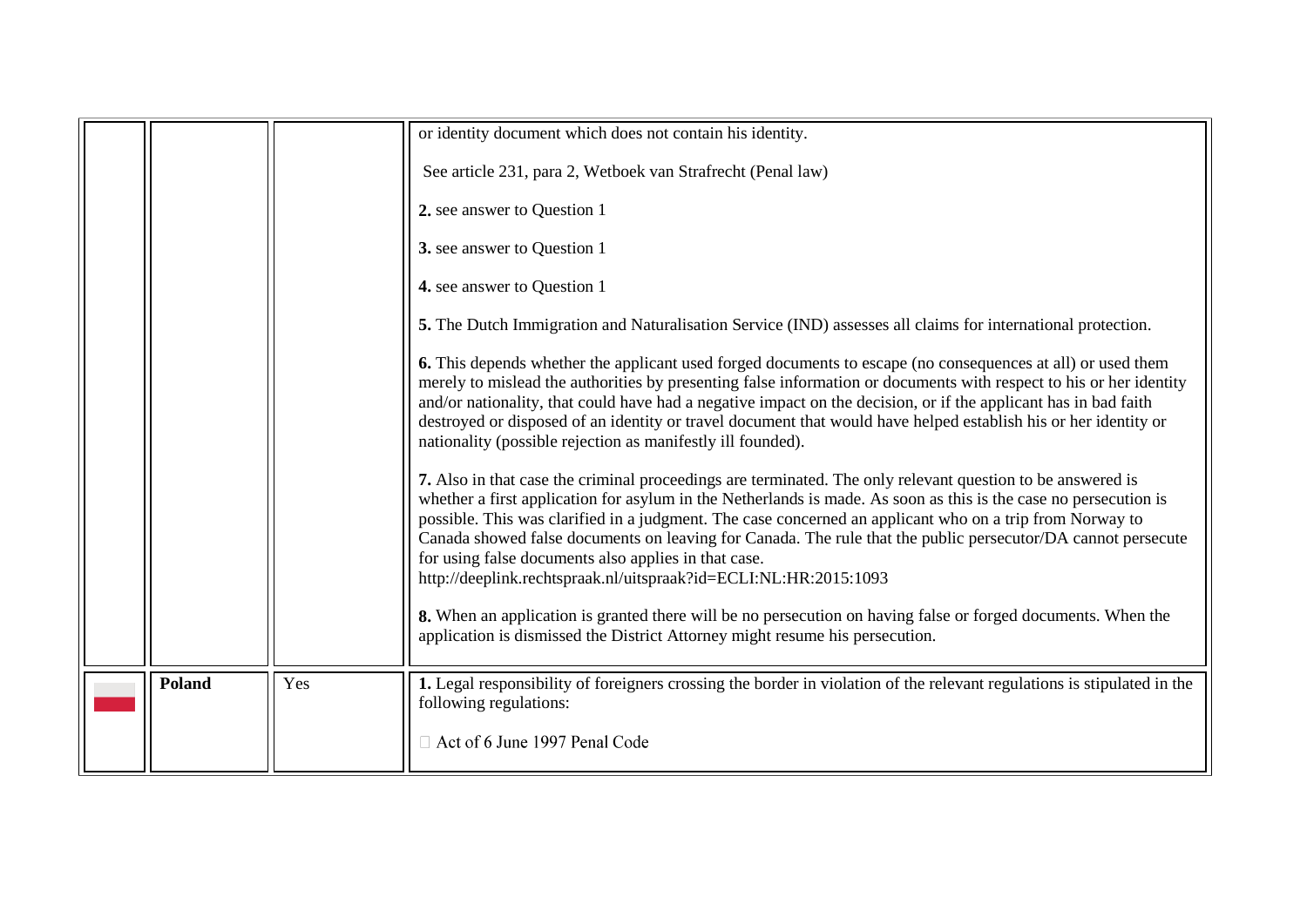| | | | |
|---|---|---|---|
| | | | or identity document which does not contain his identity.<br><br>See article 231, para 2, Wetboek van Strafrecht (Penal law)<br><br>**2.** see answer to Question 1<br><br>**3.** see answer to Question 1<br><br>**4.** see answer to Question 1<br><br>**5.** The Dutch Immigration and Naturalisation Service (IND) assesses all claims for international protection.<br><br>**6.** This depends whether the applicant used forged documents to escape (no consequences at all) or used them merely to mislead the authorities by presenting false information or documents with respect to his or her identity and/or nationality, that could have had a negative impact on the decision, or if the applicant has in bad faith destroyed or disposed of an identity or travel document that would have helped establish his or her identity or nationality (possible rejection as manifestly ill founded).<br><br>**7.** Also in that case the criminal proceedings are terminated. The only relevant question to be answered is whether a first application for asylum in the Netherlands is made. As soon as this is the case no persecution is possible. This was clarified in a judgment. The case concerned an applicant who on a trip from Norway to Canada showed false documents on leaving for Canada. The rule that the public persecutor/DA cannot persecute for using false documents also applies in that case.<br>http://deeplink.rechtspraak.nl/uitspraak?id=ECLI:NL:HR:2015:1093<br><br>**8.** When an application is granted there will be no persecution on having false or forged documents. When the application is dismissed the District Attorney might resume his persecution. |
| | **Poland** | Yes | **1.** Legal responsibility of foreigners crossing the border in violation of the relevant regulations is stipulated in the following regulations:<br><br>- Act of 6 June 1997 Penal Code |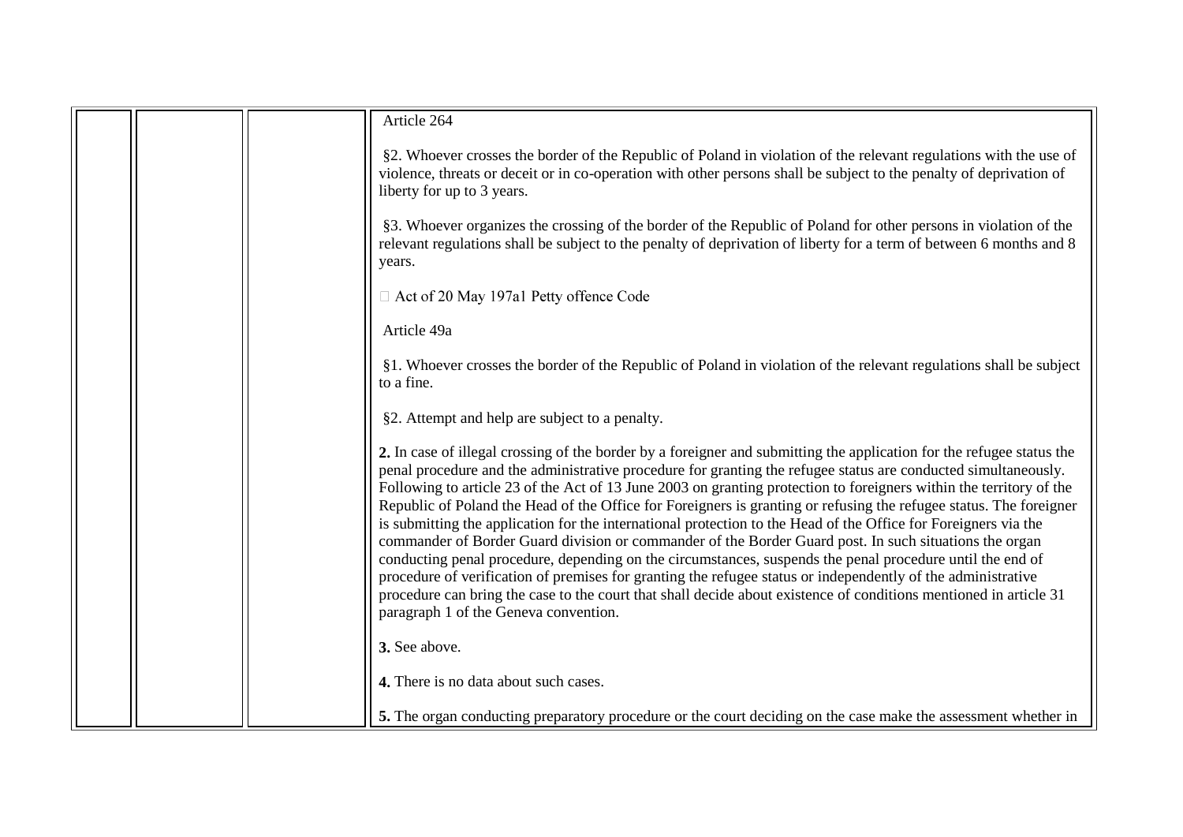| | | | Article 264<br><br>§2. Whoever crosses the border of the Republic of Poland in violation of the relevant regulations with the use of violence, threats or deceit or in co-operation with other persons shall be subject to the penalty of deprivation of liberty for up to 3 years.<br><br>§3. Whoever organizes the crossing of the border of the Republic of Poland for other persons in violation of the relevant regulations shall be subject to the penalty of deprivation of liberty for a term of between 6 months and 8 years.<br><br>□ Act of 20 May 197a1 Petty offence Code<br><br>Article 49a<br><br>§1. Whoever crosses the border of the Republic of Poland in violation of the relevant regulations shall be subject to a fine.<br><br>§2. Attempt and help are subject to a penalty.<br><br>**2.** In case of illegal crossing of the border by a foreigner and submitting the application for the refugee status the penal procedure and the administrative procedure for granting the refugee status are conducted simultaneously. Following to article 23 of the Act of 13 June 2003 on granting protection to foreigners within the territory of the Republic of Poland the Head of the Office for Foreigners is granting or refusing the refugee status. The foreigner is submitting the application for the international protection to the Head of the Office for Foreigners via the commander of Border Guard division or commander of the Border Guard post. In such situations the organ conducting penal procedure, depending on the circumstances, suspends the penal procedure until the end of procedure of verification of premises for granting the refugee status or independently of the administrative procedure can bring the case to the court that shall decide about existence of conditions mentioned in article 31 paragraph 1 of the Geneva convention.<br><br>**3.** See above.<br><br>**4.** There is no data about such cases.<br><br>**5.** The organ conducting preparatory procedure or the court deciding on the case make the assessment whether in |
|---|---|---|---|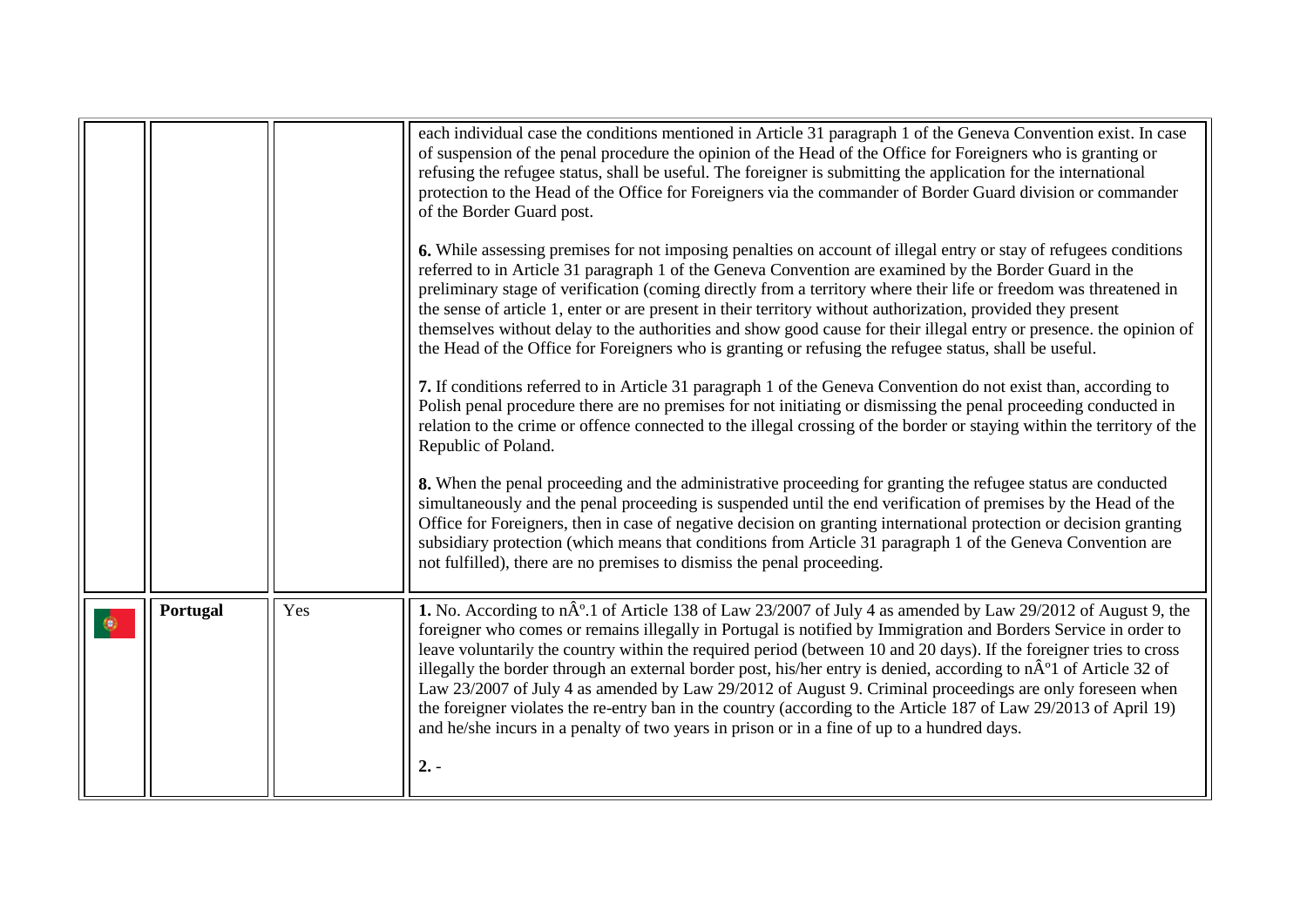| | | | |
|---|---|---|---|
| | | | each individual case the conditions mentioned in Article 31 paragraph 1 of the Geneva Convention exist. In case of suspension of the penal procedure the opinion of the Head of the Office for Foreigners who is granting or refusing the refugee status, shall be useful. The foreigner is submitting the application for the international protection to the Head of the Office for Foreigners via the commander of Border Guard division or commander of the Border Guard post.<br><br>**6.** While assessing premises for not imposing penalties on account of illegal entry or stay of refugees conditions referred to in Article 31 paragraph 1 of the Geneva Convention are examined by the Border Guard in the preliminary stage of verification (coming directly from a territory where their life or freedom was threatened in the sense of article 1, enter or are present in their territory without authorization, provided they present themselves without delay to the authorities and show good cause for their illegal entry or presence. the opinion of the Head of the Office for Foreigners who is granting or refusing the refugee status, shall be useful.<br><br>**7.** If conditions referred to in Article 31 paragraph 1 of the Geneva Convention do not exist than, according to Polish penal procedure there are no premises for not initiating or dismissing the penal proceeding conducted in relation to the crime or offence connected to the illegal crossing of the border or staying within the territory of the Republic of Poland.<br><br>**8.** When the penal proceeding and the administrative proceeding for granting the refugee status are conducted simultaneously and the penal proceeding is suspended until the end verification of premises by the Head of the Office for Foreigners, then in case of negative decision on granting international protection or decision granting subsidiary protection (which means that conditions from Article 31 paragraph 1 of the Geneva Convention are not fulfilled), there are no premises to dismiss the penal proceeding. |
| | **Portugal** | Yes | **1.** No. According to nÂº.1 of Article 138 of Law 23/2007 of July 4 as amended by Law 29/2012 of August 9, the foreigner who comes or remains illegally in Portugal is notified by Immigration and Borders Service in order to leave voluntarily the country within the required period (between 10 and 20 days). If the foreigner tries to cross illegally the border through an external border post, his/her entry is denied, according to nÂº1 of Article 32 of Law 23/2007 of July 4 as amended by Law 29/2012 of August 9. Criminal proceedings are only foreseen when the foreigner violates the re-entry ban in the country (according to the Article 187 of Law 29/2013 of April 19) and he/she incurs in a penalty of two years in prison or in a fine of up to a hundred days.<br><br>**2.** - |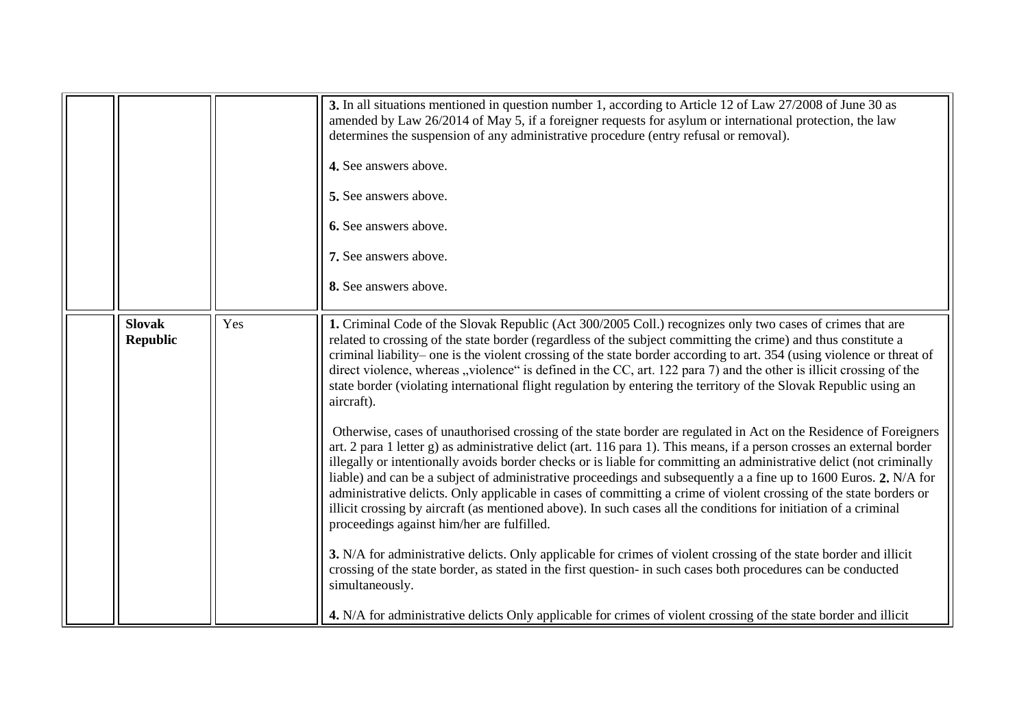| | | | |
|---|---|---|---|
| | | | **3.** In all situations mentioned in question number 1, according to Article 12 of Law 27/2008 of June 30 as amended by Law 26/2014 of May 5, if a foreigner requests for asylum or international protection, the law determines the suspension of any administrative procedure (entry refusal or removal).<br><br>**4.** See answers above.<br><br>**5.** See answers above.<br><br>**6.** See answers above.<br><br>**7.** See answers above.<br><br>**8.** See answers above. |
| | **Slovak Republic** | Yes | **1.** Criminal Code of the Slovak Republic (Act 300/2005 Coll.) recognizes only two cases of crimes that are related to crossing of the state border (regardless of the subject committing the crime) and thus constitute a criminal liability– one is the violent crossing of the state border according to art. 354 (using violence or threat of direct violence, whereas „violence" is defined in the CC, art. 122 para 7) and the other is illicit crossing of the state border (violating international flight regulation by entering the territory of the Slovak Republic using an aircraft).<br><br>Otherwise, cases of unauthorised crossing of the state border are regulated in Act on the Residence of Foreigners art. 2 para 1 letter g) as administrative delict (art. 116 para 1). This means, if a person crosses an external border illegally or intentionally avoids border checks or is liable for committing an administrative delict (not criminally liable) and can be a subject of administrative proceedings and subsequently a a fine up to 1600 Euros. **2.** N/A for administrative delicts. Only applicable in cases of committing a crime of violent crossing of the state borders or illicit crossing by aircraft (as mentioned above). In such cases all the conditions for initiation of a criminal proceedings against him/her are fulfilled.<br><br>**3.** N/A for administrative delicts. Only applicable for crimes of violent crossing of the state border and illicit crossing of the state border, as stated in the first question- in such cases both procedures can be conducted simultaneously.<br><br>**4.** N/A for administrative delicts Only applicable for crimes of violent crossing of the state border and illicit |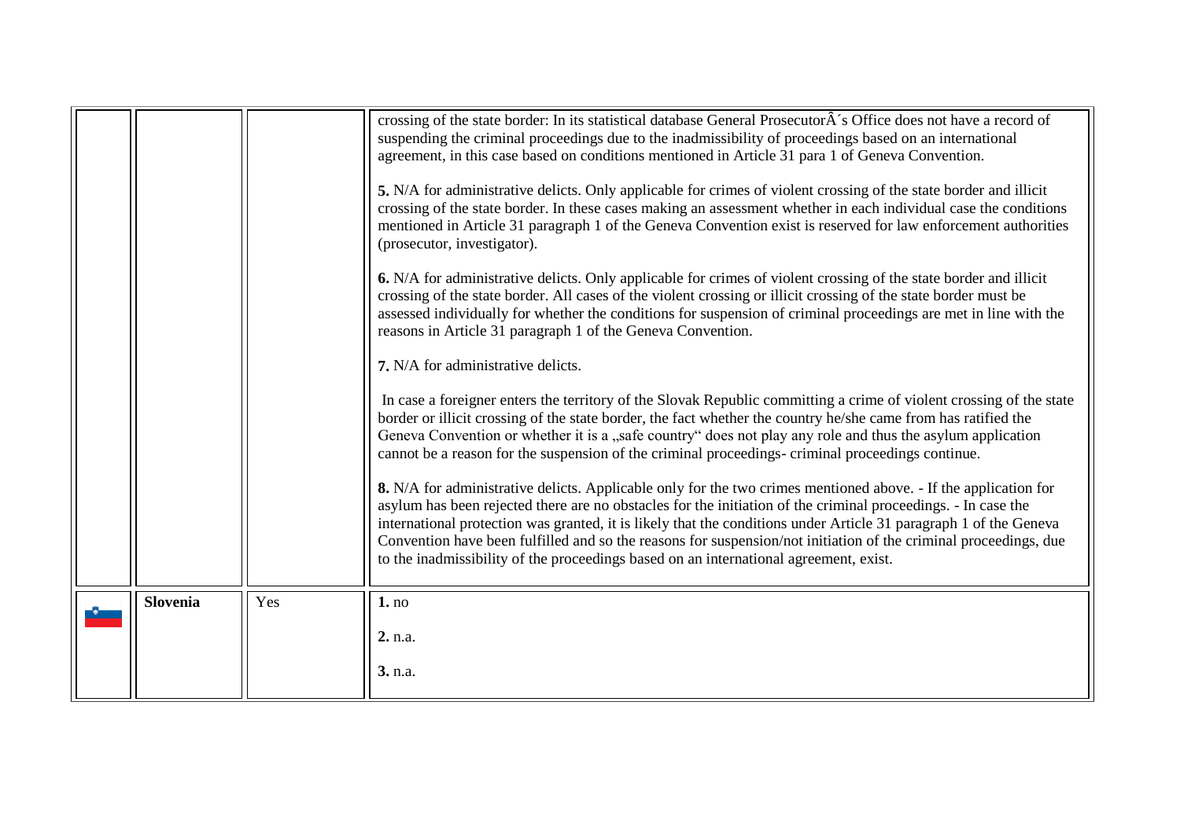| | | | |
|---|---|---|---|
| | | | crossing of the state border: In its statistical database General ProsecutorÂ´s Office does not have a record of suspending the criminal proceedings due to the inadmissibility of proceedings based on an international agreement, in this case based on conditions mentioned in Article 31 para 1 of Geneva Convention.<br><br>**5.** N/A for administrative delicts. Only applicable for crimes of violent crossing of the state border and illicit crossing of the state border. In these cases making an assessment whether in each individual case the conditions mentioned in Article 31 paragraph 1 of the Geneva Convention exist is reserved for law enforcement authorities (prosecutor, investigator).<br><br>**6.** N/A for administrative delicts. Only applicable for crimes of violent crossing of the state border and illicit crossing of the state border. All cases of the violent crossing or illicit crossing of the state border must be assessed individually for whether the conditions for suspension of criminal proceedings are met in line with the reasons in Article 31 paragraph 1 of the Geneva Convention.<br><br>**7.** N/A for administrative delicts.<br><br>In case a foreigner enters the territory of the Slovak Republic committing a crime of violent crossing of the state border or illicit crossing of the state border, the fact whether the country he/she came from has ratified the Geneva Convention or whether it is a „safe country" does not play any role and thus the asylum application cannot be a reason for the suspension of the criminal proceedings- criminal proceedings continue.<br><br>**8.** N/A for administrative delicts. Applicable only for the two crimes mentioned above. - If the application for asylum has been rejected there are no obstacles for the initiation of the criminal proceedings. - In case the international protection was granted, it is likely that the conditions under Article 31 paragraph 1 of the Geneva Convention have been fulfilled and so the reasons for suspension/not initiation of the criminal proceedings, due to the inadmissibility of the proceedings based on an international agreement, exist. |
| | **Slovenia** | Yes | **1.** no<br><br>**2.** n.a.<br><br>**3.** n.a. |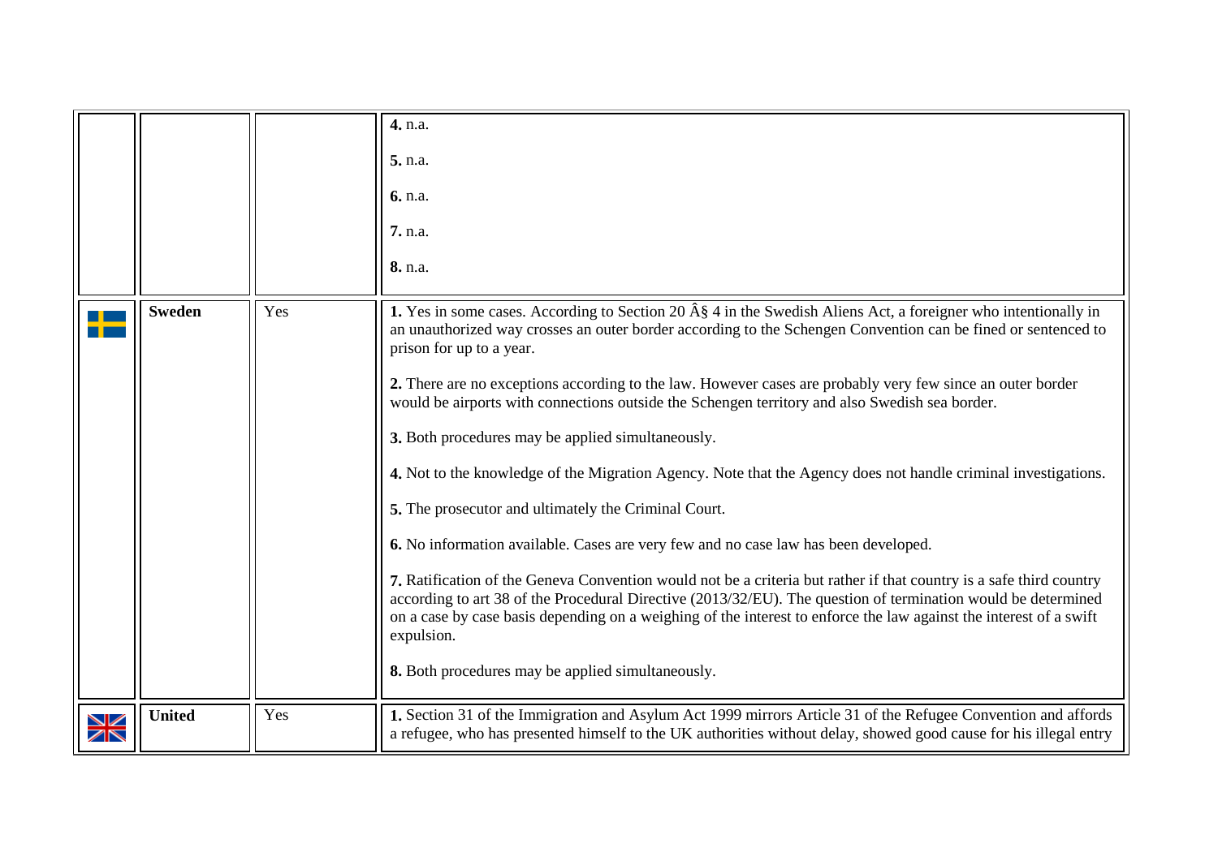| | | | |
|---|---|---|---|
| | | | **4.** n.a.<br><br>**5.** n.a.<br><br>**6.** n.a.<br><br>**7.** n.a.<br><br>**8.** n.a. |
| | **Sweden** | Yes | **1.** Yes in some cases. According to Section 20 Â§ 4 in the Swedish Aliens Act, a foreigner who intentionally in an unauthorized way crosses an outer border according to the Schengen Convention can be fined or sentenced to prison for up to a year.<br><br>**2.** There are no exceptions according to the law. However cases are probably very few since an outer border would be airports with connections outside the Schengen territory and also Swedish sea border.<br><br>**3.** Both procedures may be applied simultaneously.<br><br>**4.** Not to the knowledge of the Migration Agency. Note that the Agency does not handle criminal investigations.<br><br>**5.** The prosecutor and ultimately the Criminal Court.<br><br>**6.** No information available. Cases are very few and no case law has been developed.<br><br>**7.** Ratification of the Geneva Convention would not be a criteria but rather if that country is a safe third country according to art 38 of the Procedural Directive (2013/32/EU). The question of termination would be determined on a case by case basis depending on a weighing of the interest to enforce the law against the interest of a swift expulsion.<br><br>**8.** Both procedures may be applied simultaneously. |
| | **United** | Yes | **1.** Section 31 of the Immigration and Asylum Act 1999 mirrors Article 31 of the Refugee Convention and affords a refugee, who has presented himself to the UK authorities without delay, showed good cause for his illegal entry |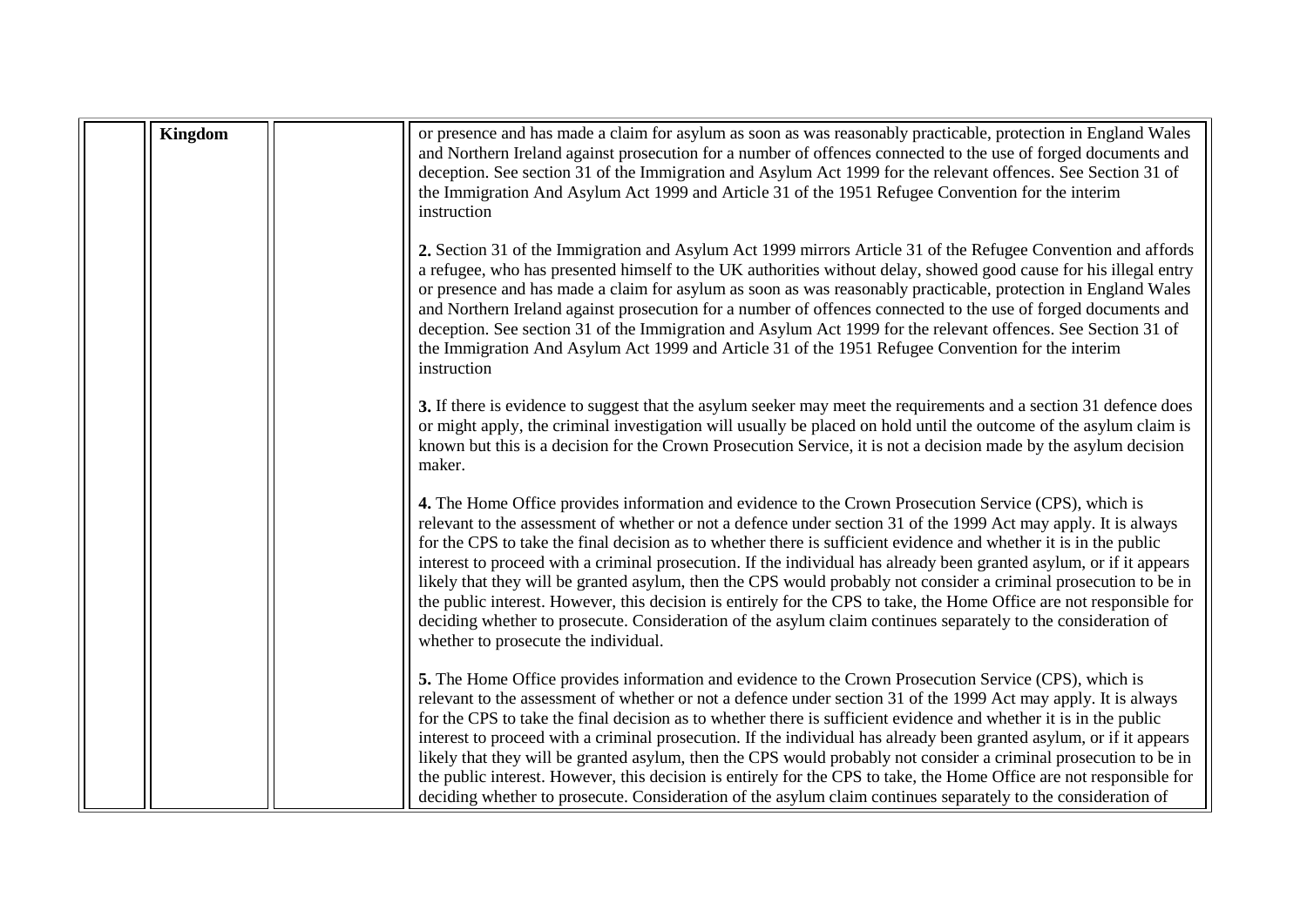|  | Kingdom |  | or presence and has made a claim for asylum as soon as was reasonably practicable, protection in England Wales and Northern Ireland against prosecution for a number of offences connected to the use of forged documents and deception. See section 31 of the Immigration and Asylum Act 1999 for the relevant offences. See Section 31 of the Immigration And Asylum Act 1999 and Article 31 of the 1951 Refugee Convention for the interim instruction<br><br>**2.** Section 31 of the Immigration and Asylum Act 1999 mirrors Article 31 of the Refugee Convention and affords a refugee, who has presented himself to the UK authorities without delay, showed good cause for his illegal entry or presence and has made a claim for asylum as soon as was reasonably practicable, protection in England Wales and Northern Ireland against prosecution for a number of offences connected to the use of forged documents and deception. See section 31 of the Immigration and Asylum Act 1999 for the relevant offences. See Section 31 of the Immigration And Asylum Act 1999 and Article 31 of the 1951 Refugee Convention for the interim instruction<br><br>**3.** If there is evidence to suggest that the asylum seeker may meet the requirements and a section 31 defence does or might apply, the criminal investigation will usually be placed on hold until the outcome of the asylum claim is known but this is a decision for the Crown Prosecution Service, it is not a decision made by the asylum decision maker.<br><br>**4.** The Home Office provides information and evidence to the Crown Prosecution Service (CPS), which is relevant to the assessment of whether or not a defence under section 31 of the 1999 Act may apply. It is always for the CPS to take the final decision as to whether there is sufficient evidence and whether it is in the public interest to proceed with a criminal prosecution. If the individual has already been granted asylum, or if it appears likely that they will be granted asylum, then the CPS would probably not consider a criminal prosecution to be in the public interest. However, this decision is entirely for the CPS to take, the Home Office are not responsible for deciding whether to prosecute. Consideration of the asylum claim continues separately to the consideration of whether to prosecute the individual.<br><br>**5.** The Home Office provides information and evidence to the Crown Prosecution Service (CPS), which is relevant to the assessment of whether or not a defence under section 31 of the 1999 Act may apply. It is always for the CPS to take the final decision as to whether there is sufficient evidence and whether it is in the public interest to proceed with a criminal prosecution. If the individual has already been granted asylum, or if it appears likely that they will be granted asylum, then the CPS would probably not consider a criminal prosecution to be in the public interest. However, this decision is entirely for the CPS to take, the Home Office are not responsible for deciding whether to prosecute. Consideration of the asylum claim continues separately to the consideration of |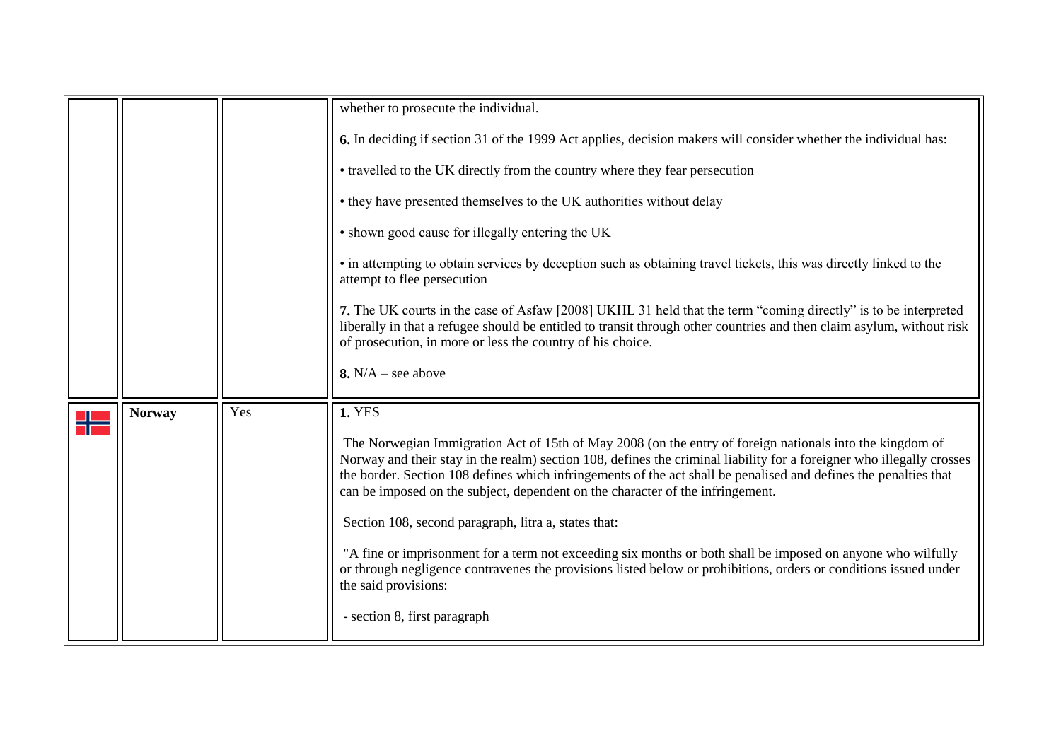| | | | |
|---|---|---|---|
| | | | whether to prosecute the individual.<br><br>**6.** In deciding if section 31 of the 1999 Act applies, decision makers will consider whether the individual has:<br><br>• travelled to the UK directly from the country where they fear persecution<br><br>• they have presented themselves to the UK authorities without delay<br><br>• shown good cause for illegally entering the UK<br><br>• in attempting to obtain services by deception such as obtaining travel tickets, this was directly linked to the attempt to flee persecution<br><br>**7.** The UK courts in the case of Asfaw [2008] UKHL 31 held that the term "coming directly" is to be interpreted liberally in that a refugee should be entitled to transit through other countries and then claim asylum, without risk of prosecution, in more or less the country of his choice.<br><br>**8.** N/A – see above |
| | **Norway** | Yes | **1.** YES<br><br>The Norwegian Immigration Act of 15th of May 2008 (on the entry of foreign nationals into the kingdom of Norway and their stay in the realm) section 108, defines the criminal liability for a foreigner who illegally crosses the border. Section 108 defines which infringements of the act shall be penalised and defines the penalties that can be imposed on the subject, dependent on the character of the infringement.<br><br>Section 108, second paragraph, litra a, states that:<br><br>"A fine or imprisonment for a term not exceeding six months or both shall be imposed on anyone who wilfully or through negligence contravenes the provisions listed below or prohibitions, orders or conditions issued under the said provisions:<br><br>- section 8, first paragraph |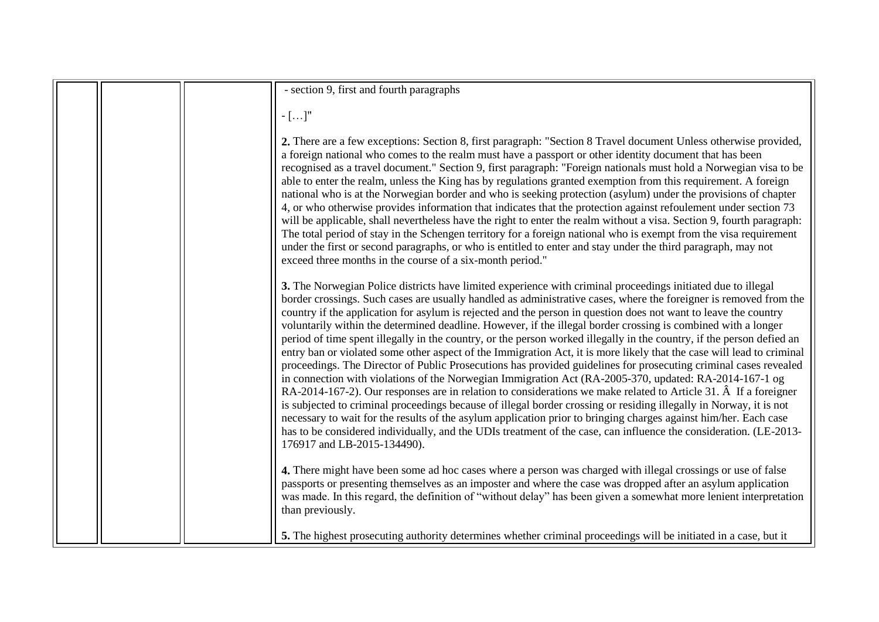| | | | - section 9, first and fourth paragraphs<br><br>- […]"<br><br>**2.** There are a few exceptions: Section 8, first paragraph: "Section 8 Travel document Unless otherwise provided, a foreign national who comes to the realm must have a passport or other identity document that has been recognised as a travel document." Section 9, first paragraph: "Foreign nationals must hold a Norwegian visa to be able to enter the realm, unless the King has by regulations granted exemption from this requirement. A foreign national who is at the Norwegian border and who is seeking protection (asylum) under the provisions of chapter 4, or who otherwise provides information that indicates that the protection against refoulement under section 73 will be applicable, shall nevertheless have the right to enter the realm without a visa. Section 9, fourth paragraph: The total period of stay in the Schengen territory for a foreign national who is exempt from the visa requirement under the first or second paragraphs, or who is entitled to enter and stay under the third paragraph, may not exceed three months in the course of a six-month period."<br><br>**3.** The Norwegian Police districts have limited experience with criminal proceedings initiated due to illegal border crossings. Such cases are usually handled as administrative cases, where the foreigner is removed from the country if the application for asylum is rejected and the person in question does not want to leave the country voluntarily within the determined deadline. However, if the illegal border crossing is combined with a longer period of time spent illegally in the country, or the person worked illegally in the country, if the person defied an entry ban or violated some other aspect of the Immigration Act, it is more likely that the case will lead to criminal proceedings. The Director of Public Prosecutions has provided guidelines for prosecuting criminal cases revealed in connection with violations of the Norwegian Immigration Act (RA-2005-370, updated: RA-2014-167-1 og RA-2014-167-2). Our responses are in relation to considerations we make related to Article 31. Â If a foreigner is subjected to criminal proceedings because of illegal border crossing or residing illegally in Norway, it is not necessary to wait for the results of the asylum application prior to bringing charges against him/her. Each case has to be considered individually, and the UDIs treatment of the case, can influence the consideration. (LE-2013-176917 and LB-2015-134490).<br><br>**4.** There might have been some ad hoc cases where a person was charged with illegal crossings or use of false passports or presenting themselves as an imposter and where the case was dropped after an asylum application was made. In this regard, the definition of "without delay" has been given a somewhat more lenient interpretation than previously.<br><br>**5.** The highest prosecuting authority determines whether criminal proceedings will be initiated in a case, but it |
|---|---|---|---|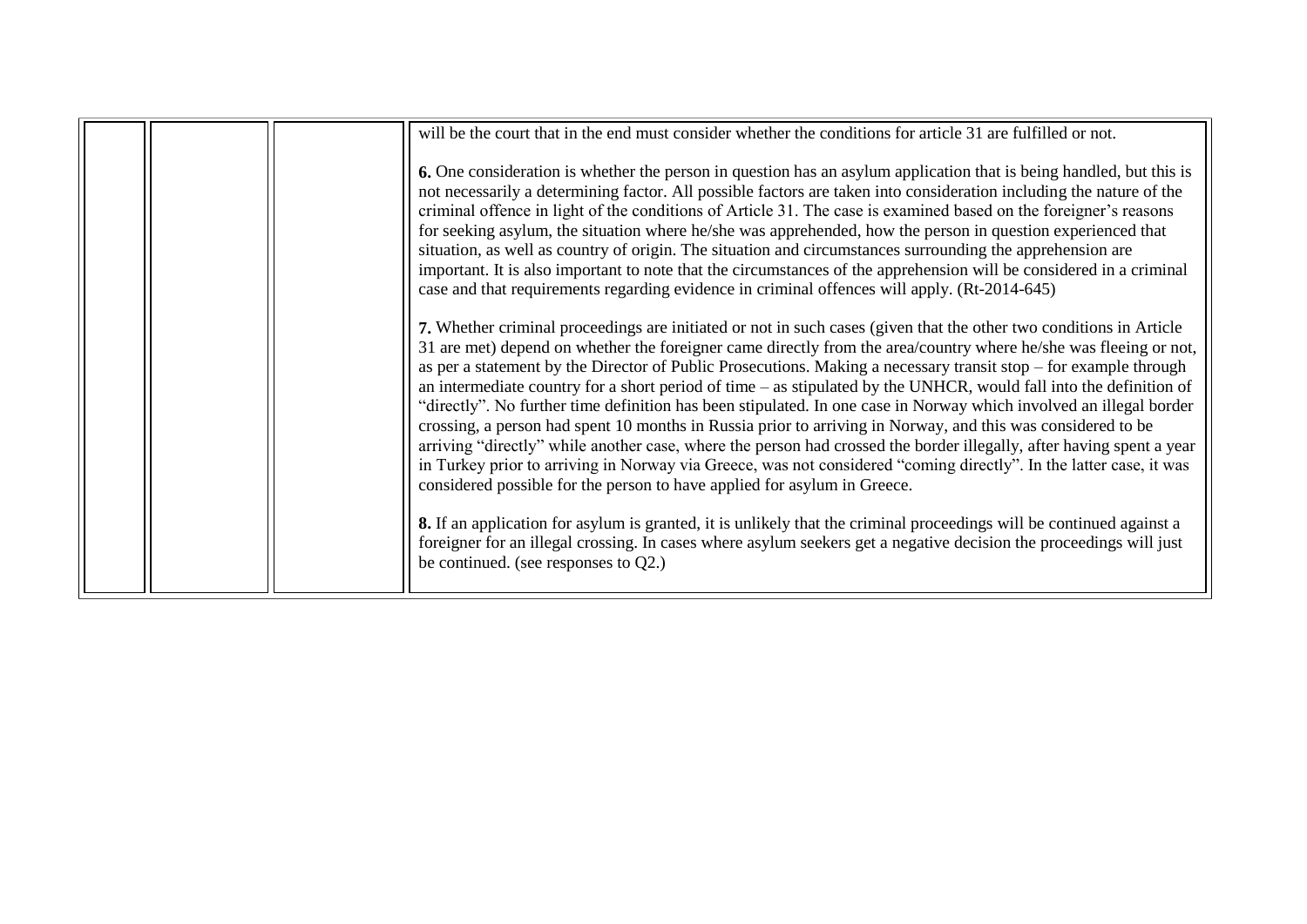| | | | |
|---|---|---|---|
| | | | will be the court that in the end must consider whether the conditions for article 31 are fulfilled or not.<br><br>**6.** One consideration is whether the person in question has an asylum application that is being handled, but this is not necessarily a determining factor. All possible factors are taken into consideration including the nature of the criminal offence in light of the conditions of Article 31. The case is examined based on the foreigner's reasons for seeking asylum, the situation where he/she was apprehended, how the person in question experienced that situation, as well as country of origin. The situation and circumstances surrounding the apprehension are important. It is also important to note that the circumstances of the apprehension will be considered in a criminal case and that requirements regarding evidence in criminal offences will apply. (Rt-2014-645)<br><br>**7.** Whether criminal proceedings are initiated or not in such cases (given that the other two conditions in Article 31 are met) depend on whether the foreigner came directly from the area/country where he/she was fleeing or not, as per a statement by the Director of Public Prosecutions. Making a necessary transit stop – for example through an intermediate country for a short period of time – as stipulated by the UNHCR, would fall into the definition of "directly". No further time definition has been stipulated. In one case in Norway which involved an illegal border crossing, a person had spent 10 months in Russia prior to arriving in Norway, and this was considered to be arriving "directly" while another case, where the person had crossed the border illegally, after having spent a year in Turkey prior to arriving in Norway via Greece, was not considered "coming directly". In the latter case, it was considered possible for the person to have applied for asylum in Greece.<br><br>**8.** If an application for asylum is granted, it is unlikely that the criminal proceedings will be continued against a foreigner for an illegal crossing. In cases where asylum seekers get a negative decision the proceedings will just be continued. (see responses to Q2.) |